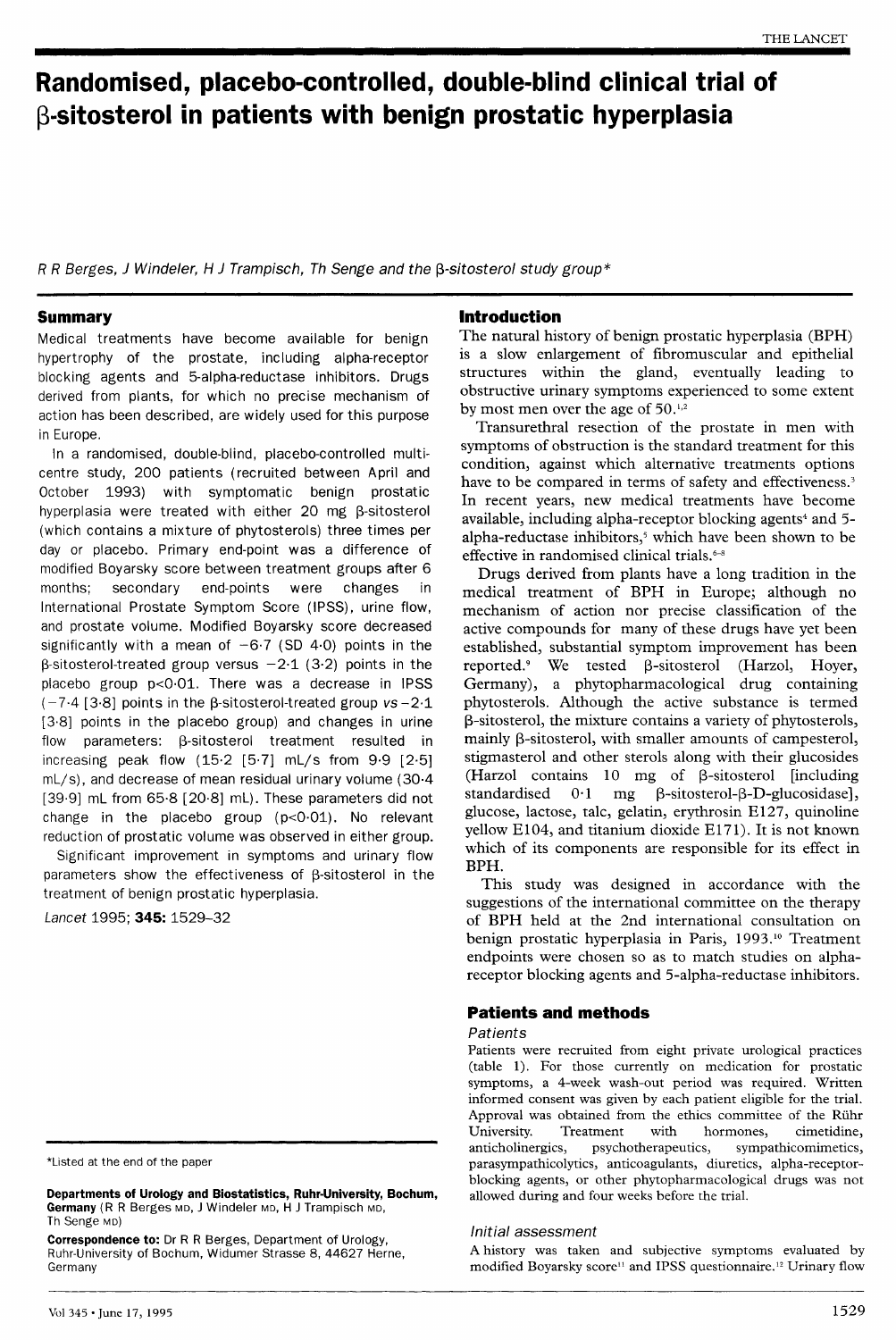# Randomised, placebo-controlled, double-blind clinical trial of β-sitosterol in patients with benign prostatic hyperplasia

*R R Berges, J Windeler, H J Trampisch, Th Senge and the β-sitosterol study group**

## Summary

Medical treatments have become available for benign hypertrophy of the prostate, including alpha-receptor blocking agents and 5-alpha-reductase inhibitors. Drugs derived from plants, for which no precise mechanism of action has been described, are widely used for this purpose in Europe.

In a randomised, double-blind, placebo-controlled multicentre study, 200 patients (recruited between April and October 1993) with symptomatic benign prostatic hyperplasia were treated with either 20 mg β-sitosterol (which contains a mixture of phytosterols) three times per day or placebo. Primary end-point was a difference of modified Boyarsky score between treatment groups after 6 months; secondary end-points were changes in International Prostate Symptom Score (IPSS), urine flow, and prostate volume. Modified Boyarsky score decreased significantly with a mean of −6·7 (SD 4·0) points in the β-sitosterol-treated group versus −2·1 (3·2) points in the placebo group $p<0·01$. There was a decrease in IPSS (−7·4 [3·8] points in the β-sitosterol-treated group *vs* −2·1 [3·8] points in the placebo group) and changes in urine flow parameters: β-sitosterol treatment resulted in increasing peak flow (15·2 [5·7] mL/s from 9·9 [2·5] mL/s), and decrease of mean residual urinary volume (30·4 [39·9] mL from 65·8 [20·8] mL). These parameters did not change in the placebo group ($p<0·01$). No relevant reduction of prostatic volume was observed in either group.

Significant improvement in symptoms and urinary flow parameters show the effectiveness of β-sitosterol in the treatment of benign prostatic hyperplasia.

*Lancet* 1995; **345:** 1529–32

*Listed at the end of the paper

**Departments of Urology and Biostatistics, Ruhr-University, Bochum, Germany** (R R Berges MD, J Windeler MD, H J Trampisch MD, Th Senge MD)

**Correspondence to:** Dr R R Berges, Department of Urology, Ruhr-University of Bochum, Widumer Strasse 8, 44627 Herne, Germany

## Introduction

The natural history of benign prostatic hyperplasia (BPH) is a slow enlargement of fibromuscular and epithelial structures within the gland, eventually leading to obstructive urinary symptoms experienced to some extent by most men over the age of 50.[1,2]

Transurethral resection of the prostate in men with symptoms of obstruction is the standard treatment for this condition, against which alternative treatments options have to be compared in terms of safety and effectiveness.[3] In recent years, new medical treatments have become available, including alpha-receptor blocking agents[4] and 5-alpha-reductase inhibitors,[5] which have been shown to be effective in randomised clinical trials.[6-8]

Drugs derived from plants have a long tradition in the medical treatment of BPH in Europe; although no mechanism of action nor precise classification of the active compounds for many of these drugs have yet been established, substantial symptom improvement has been reported.[9] We tested β-sitosterol (Harzol, Hoyer, Germany), a phytopharmacological drug containing phytosterols. Although the active substance is termed β-sitosterol, the mixture contains a variety of phytosterols, mainly β-sitosterol, with smaller amounts of campesterol, stigmasterol and other sterols along with their glucosides (Harzol contains 10 mg of β-sitosterol [including standardised 0·1 mg β-sitosterol-β-D-glucosidase], glucose, lactose, talc, gelatin, erythrosin E127, quinoline yellow E104, and titanium dioxide E171). It is not known which of its components are responsible for its effect in BPH.

This study was designed in accordance with the suggestions of the international committee on the therapy of BPH held at the 2nd international consultation on benign prostatic hyperplasia in Paris, 1993.[10] Treatment endpoints were chosen so as to match studies on alpha-receptor blocking agents and 5-alpha-reductase inhibitors.

## Patients and methods

### Patients

Patients were recruited from eight private urological practices (table 1). For those currently on medication for prostatic symptoms, a 4-week wash-out period was required. Written informed consent was given by each patient eligible for the trial. Approval was obtained from the ethics committee of the Rühr University. Treatment with hormones, cimetidine, anticholinergics, psychotherapeutics, sympathicomimetics, parasympathicolytics, anticoagulants, diuretics, alpha-receptor-blocking agents, or other phytopharmacological drugs was not allowed during and four weeks before the trial.

### Initial assessment

A history was taken and subjective symptoms evaluated by modified Boyarsky score[11] and IPSS questionnaire.[12] Urinary flow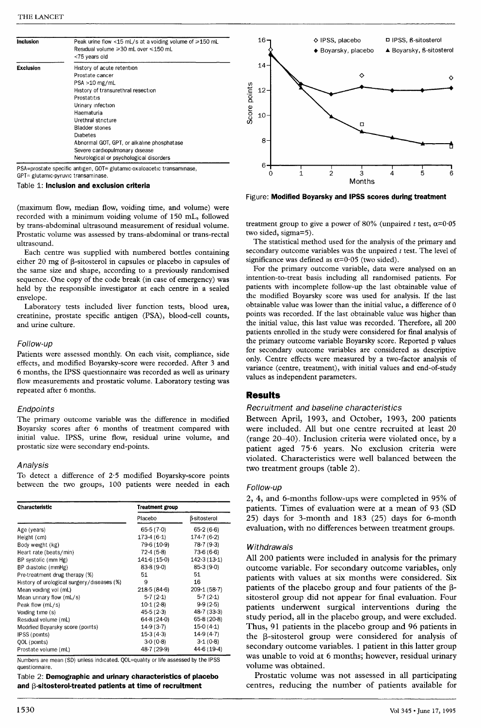| Inclusion | Peak urine flow <15 mL/s at a voiding volume of ≥150 mL |
|---|---|
| | Residual volume ≥30 mL over ≤150 mL |
| | <75 years old |
| Exclusion | History of acute retention |
| | Prostate cancer |
| | PSA >10 mg/mL |
| | History of transurethral resection |
| | Prostatitis |
| | Urinary infection |
| | Haematuria |
| | Urethral stricture |
| | Bladder stones |
| | Diabetes |
| | Abnormal GOT, GPT, or alkaline phosphatase |
| | Severe cardiopulmonary disease |
| | Neurological or psychological disorders |

PSA=prostate specific antigen, GOT= glutamic-oxaloacetic transaminase, GPT= glutamic-pyruvic transaminase.

Table 1: **Inclusion and exclusion criteria**

(maximum flow, median flow, voiding time, and volume) were recorded with a minimum voiding volume of 150 mL, followed by trans-abdominal ultrasound measurement of residual volume. Prostatic volume was assessed by trans-abdominal or trans-rectal ultrasound.

Each centre was supplied with numbered bottles containing either 20 mg of β-sitosterol in capsules or placebo in capsules of the same size and shape, according to a previously randomised sequence. One copy of the code break (in case of emergency) was held by the responsible investigator at each centre in a sealed envelope.

Laboratory tests included liver function tests, blood urea, creatinine, prostate specific antigen (PSA), blood-cell counts, and urine culture.

### *Follow-up*

Patients were assessed monthly. On each visit, compliance, side effects, and modified Boyarsky-score were recorded. After 3 and 6 months, the IPSS questionnaire was recorded as well as urinary flow measurements and prostatic volume. Laboratory testing was repeated after 6 months.

### *Endpoints*

The primary outcome variable was the difference in modified Boyarsky scores after 6 months of treatment compared with initial value. IPSS, urine flow, residual urine volume, and prostatic size were secondary end-points.

### *Analysis*

To detect a difference of 2·5 modified Boyarsky-score points between the two groups, 100 patients were needed in each treatment group to give a power of 80% (unpaired *t* test, $\alpha$=0·05 two sided, sigma=5).

| Characteristic | Treatment group | |
|---|---|---|
| | Placebo | β-sitosterol |
| Age (years) | 65·5 (7·0) | 65·2 (6·6) |
| Height (cm) | 173·4 (6·1) | 174·7 (6·2) |
| Body weight (kg) | 79·6 (10·9) | 78·7 (9·3) |
| Heart rate (beats/min) | 72·4 (5·8) | 73·6 (6·6) |
| BP systolic (mm Hg) | 141·6 (15·0) | 142·3 (13·1) |
| BP diastolic (mmHg) | 83·8 (9·0) | 85·3 (9·0) |
| Pre-treatment drug therapy (%) | 51 | 51 |
| History of urological surgery/diseases (%) | 9 | 16 |
| Mean voiding vol (mL) | 218·5 (84·6) | 209·1 (58·7) |
| Mean urinary flow (mL/s) | 5·7 (2·1) | 5·7 (2·1) |
| Peak flow (mL/s) | 10·1 (2·8) | 9·9 (2·5) |
| Voiding time (s) | 45·5 (2·3) | 48·7 (33·3) |
| Residual volume (mL) | 64·8 (24·0) | 65·8 (20·8) |
| Modified Boyarsky score (points) | 14·9 (3·7) | 15·0 (4·1) |
| IPSS (points) | 15·3 (4·3) | 14·9 (4·7) |
| QOL (points) | 3·0 (0·8) | 3·1 (0·8) |
| Prostate volume (mL) | 48·7 (29·9) | 44·6 (19·4) |

Numbers are mean (SD) unless indicated. QOL=quality of life assessed by the IPSS questionnaire.

Table 2: **Demographic and urinary characteristics of placebo and β-sitosterol-treated patients at time of recruitment**

Figure: **Modified Boyarsky and IPSS scores during treatment**

The statistical method used for the analysis of the primary and secondary outcome variables was the unpaired *t* test. The level of significance was defined as $\alpha$=0·05 (two sided).

For the primary outcome variable, data were analysed on an intention-to-treat basis including all randomised patients. For patients with incomplete follow-up the last obtainable value of the modified Boyarsky score was used for analysis. If the last obtainable value was lower than the initial value, a difference of 0 points was recorded. If the last obtainable value was higher than the initial value, this last value was recorded. Therefore, all 200 patients enrolled in the study were considered for final analysis of the primary outcome variable Boyarsky score. Reported p values for secondary outcome variables are considered as descriptive only. Centre effects were measured by a two-factor analysis of variance (centre, treatment), with initial values and end-of-study values as independent parameters.

## Results

### *Recruitment and baseline characteristics*

Between April, 1993, and October, 1993, 200 patients were included. All but one centre recruited at least 20 (range 20–40). Inclusion criteria were violated once, by a patient aged 75·6 years. No exclusion criteria were violated. Characteristics were well balanced between the two treatment groups (table 2).

### *Follow-up*

2, 4, and 6-months follow-ups were completed in 95% of patients. Times of evaluation were at a mean of 93 (SD 25) days for 3-month and 183 (25) days for 6-month evaluation, with no differences between treatment groups.

### *Withdrawals*

All 200 patients were included in analysis for the primary outcome variable. For secondary outcome variables, only patients with values at six months were considered. Six patients of the placebo group and four patients of the β-sitosterol group did not appear for final evaluation. Four patients underwent surgical interventions during the study period, all in the placebo group, and were excluded. Thus, 91 patients in the placebo group and 96 patients in the β-sitosterol group were considered for analysis of secondary outcome variables. 1 patient in this latter group was unable to void at 6 months; however, residual urinary volume was obtained.

Prostatic volume was not assessed in all participating centres, reducing the number of patients available for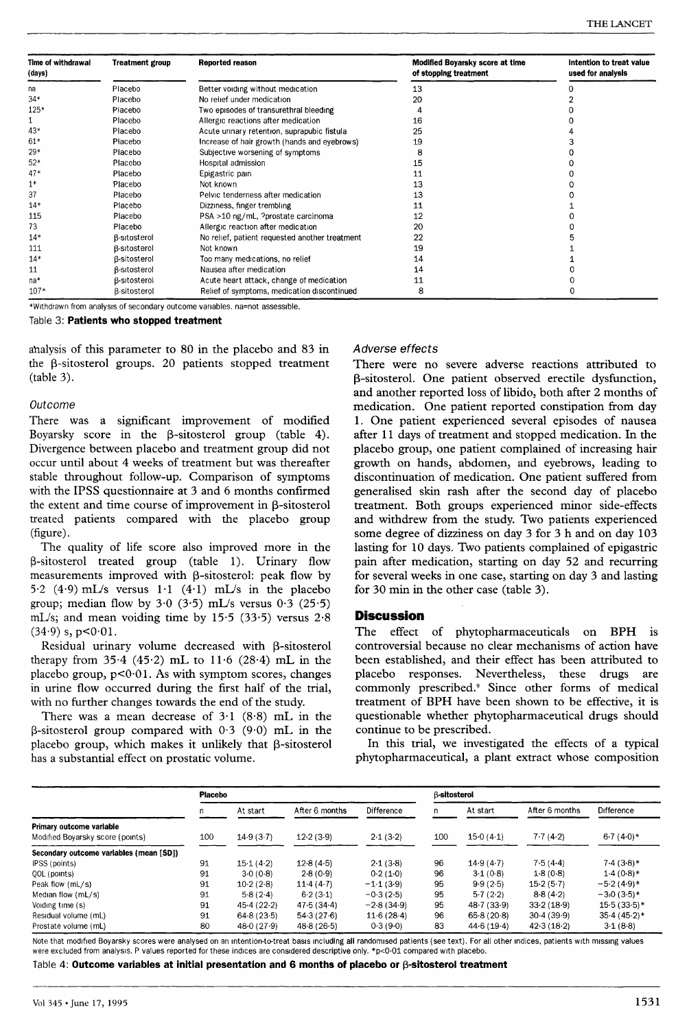| Time of withdrawal (days) | Treatment group | Reported reason | Modified Boyarsky score at time of stopping treatment | Intention to treat value used for analysis |
|---|---|---|---|---|
| na | Placebo | Better voiding without medication | 13 | 0 |
| 34* | Placebo | No relief under medication | 20 | 2 |
| 125* | Placebo | Two episodes of transurethral bleeding | 4 | 0 |
| 1 | Placebo | Allergic reactions after medication | 16 | 0 |
| 43* | Placebo | Acute urinary retention, suprapubic fistula | 25 | 4 |
| 61* | Placebo | Increase of hair growth (hands and eyebrows) | 19 | 3 |
| 29* | Placebo | Subjective worsening of symptoms | 8 | 0 |
| 52* | Placebo | Hospital admission | 15 | 0 |
| 47* | Placebo | Epigastric pain | 11 | 0 |
| 1* | Placebo | Not known | 13 | 0 |
| 37 | Placebo | Pelvic tenderness after medication | 13 | 0 |
| 14* | Placebo | Dizziness, finger trembling | 11 | 1 |
| 115 | Placebo | PSA >10 ng/mL, ?prostate carcinoma | 12 | 0 |
| 73 | Placebo | Allergic reaction after medication | 20 | 0 |
| 14* | β-sitosterol | No relief, patient requested another treatment | 22 | 5 |
| 111 | β-sitosterol | Not known | 19 | 1 |
| 14* | β-sitosterol | Too many medications, no relief | 14 | 1 |
| 11 | β-sitosterol | Nausea after medication | 14 | 0 |
| na* | β-sitosterol | Acute heart attack, change of medication | 11 | 0 |
| 107* | β-sitosterol | Relief of symptoms, medication discontinued | 8 | 0 |

*Withdrawn from analysis of secondary outcome variables. na=not assessible.

Table 3: **Patients who stopped treatment**

analysis of this parameter to 80 in the placebo and 83 in the β-sitosterol groups. 20 patients stopped treatment (table 3).

### *Outcome*

There was a significant improvement of modified Boyarsky score in the β-sitosterol group (table 4). Divergence between placebo and treatment group did not occur until about 4 weeks of treatment but was thereafter stable throughout follow-up. Comparison of symptoms with the IPSS questionnaire at 3 and 6 months confirmed the extent and time course of improvement in β-sitosterol treated patients compared with the placebo group (figure).

The quality of life score also improved more in the β-sitosterol treated group (table 1). Urinary flow measurements improved with β-sitosterol: peak flow by 5·2 (4·9) mL/s versus 1·1 (4·1) mL/s in the placebo group; median flow by 3·0 (3·5) mL/s versus 0·3 (25·5) mL/s; and mean voiding time by 15·5 (33·5) versus 2·8 (34·9) s, $p<0·01$.

Residual urinary volume decreased with β-sitosterol therapy from 35·4 (45·2) mL to 11·6 (28·4) mL in the placebo group, $p<0·01$. As with symptom scores, changes in urine flow occurred during the first half of the trial, with no further changes towards the end of the study.

There was a mean decrease of 3·1 (8·8) mL in the β-sitosterol group compared with 0·3 (9·0) mL in the placebo group, which makes it unlikely that β-sitosterol has a substantial effect on prostatic volume.

### *Adverse effects*

There were no severe adverse reactions attributed to β-sitosterol. One patient observed erectile dysfunction, and another reported loss of libido, both after 2 months of medication. One patient reported constipation from day 1. One patient experienced several episodes of nausea after 11 days of treatment and stopped medication. In the placebo group, one patient complained of increasing hair growth on hands, abdomen, and eyebrows, leading to discontinuation of medication. One patient suffered from generalised skin rash after the second day of placebo treatment. Both groups experienced minor side-effects and withdrew from the study. Two patients experienced some degree of dizziness on day 3 for 3 h and on day 103 lasting for 10 days. Two patients complained of epigastric pain after medication, starting on day 52 and recurring for several weeks in one case, starting on day 3 and lasting for 30 min in the other case (table 3).

## Discussion

The effect of phytopharmaceuticals on BPH is controversial because no clear mechanisms of action have been established, and their effect has been attributed to placebo responses. Nevertheless, these drugs are commonly prescribed.[9] Since other forms of medical treatment of BPH have been shown to be effective, it is questionable whether phytopharmaceutical drugs should continue to be prescribed.

In this trial, we investigated the effects of a typical phytopharmaceutical, a plant extract whose composition

| | Placebo | | | | β-sitosterol | | | |
|---|---|---|---|---|---|---|---|---|
| | n | At start | After 6 months | Difference | n | At start | After 6 months | Difference |
| **Primary outcome variable** | | | | | | | | |
| Modified Boyarsky score (points) | 100 | 14·9 (3·7) | 12·2 (3·9) | 2·1 (3·2) | 100 | 15·0 (4·1) | 7·7 (4·2) | 6·7 (4·0)* |
| **Secondary outcome variables (mean [SD])** | | | | | | | | |
| IPSS (points) | 91 | 15·1 (4·2) | 12·8 (4·5) | 2·1 (3·8) | 96 | 14·9 (4·7) | 7·5 (4·4) | 7·4 (3·8)* |
| QOL (points) | 91 | 3·0 (0·8) | 2·8 (0·9) | 0·2 (1·0) | 96 | 3·1 (0·8) | 1·8 (0·8) | 1·4 (0·8)* |
| Peak flow (mL/s) | 91 | 10·2 (2·8) | 11·4 (4·7) | −1·1 (3·9) | 95 | 9·9 (2·5) | 15·2 (5·7) | −5·2 (4·9)* |
| Median flow (mL/s) | 91 | 5·8 (2·4) | 6·2 (3·1) | −0·3 (2·5) | 95 | 5·7 (2·2) | 8·8 (4·2) | −3·0 (3·5)* |
| Voiding time (s) | 91 | 45·4 (22·2) | 47·5 (34·4) | −2·8 (34·9) | 95 | 48·7 (33·9) | 33·2 (18·9) | 15·5 (33·5)* |
| Residual volume (mL) | 91 | 64·8 (23·5) | 54·3 (27·6) | 11·6 (28·4) | 96 | 65·8 (20·8) | 30·4 (39·9) | 35·4 (45·2)* |
| Prostate volume (mL) | 80 | 48·0 (27·9) | 48·8 (26·5) | 0·3 (9·0) | 83 | 44·6 (19·4) | 42·3 (18·2) | 3·1 (8·8) |

Note that modified Boyarsky scores were analysed on an intention-to-treat basis including all randomised patients (see text). For all other indices, patients with missing values were excluded from analysis. P values reported for these indices are considered descriptive only. *$p<0·01$ compared with placebo.

Table 4: **Outcome variables at initial presentation and 6 months of placebo or β-sitosterol treatment**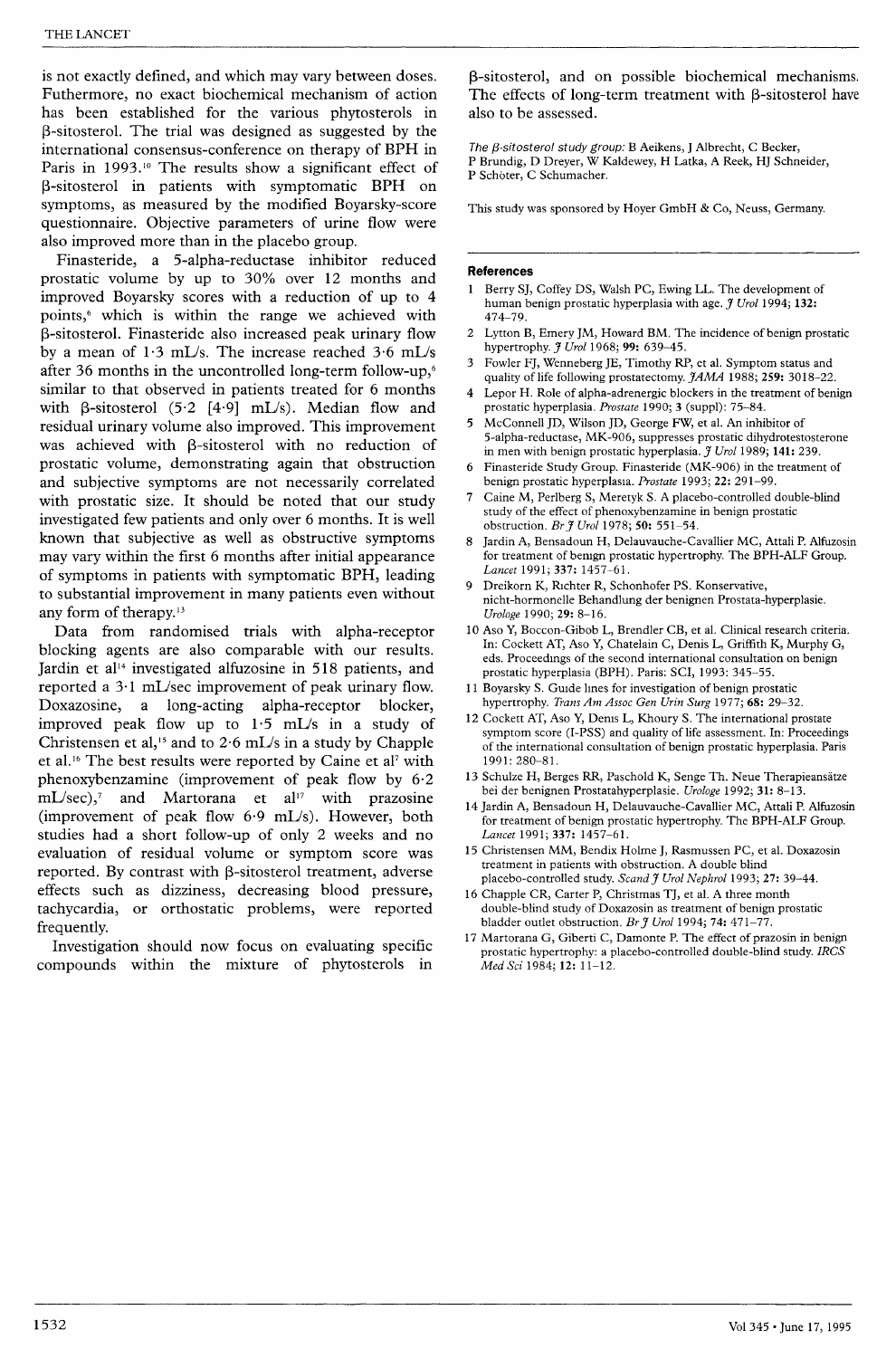is not exactly defined, and which may vary between doses. Futhermore, no exact biochemical mechanism of action has been established for the various phytosterols in β-sitosterol. The trial was designed as suggested by the international consensus-conference on therapy of BPH in Paris in 1993.[10] The results show a significant effect of β-sitosterol in patients with symptomatic BPH on symptoms, as measured by the modified Boyarsky-score questionnaire. Objective parameters of urine flow were also improved more than in the placebo group.

Finasteride, a 5-alpha-reductase inhibitor reduced prostatic volume by up to 30% over 12 months and improved Boyarsky scores with a reduction of up to 4 points,[6] which is within the range we achieved with β-sitosterol. Finasteride also increased peak urinary flow by a mean of 1·3 mL/s. The increase reached 3·6 mL/s after 36 months in the uncontrolled long-term follow-up,[6] similar to that observed in patients treated for 6 months with β-sitosterol (5·2 [4·9] mL/s). Median flow and residual urinary volume also improved. This improvement was achieved with β-sitosterol with no reduction of prostatic volume, demonstrating again that obstruction and subjective symptoms are not necessarily correlated with prostatic size. It should be noted that our study investigated few patients and only over 6 months. It is well known that subjective as well as obstructive symptoms may vary within the first 6 months after initial appearance of symptoms in patients with symptomatic BPH, leading to substantial improvement in many patients even without any form of therapy.[13]

Data from randomised trials with alpha-receptor blocking agents are also comparable with our results. Jardin et al[14] investigated alfuzosine in 518 patients, and reported a 3·1 mL/sec improvement of peak urinary flow. Doxazosine, a long-acting alpha-receptor blocker, improved peak flow up to 1·5 mL/s in a study of Christensen et al,[15] and to 2·6 mL/s in a study by Chapple et al.[16] The best results were reported by Caine et al[7] with phenoxybenzamine (improvement of peak flow by 6·2 mL/sec),[7] and Martorana et al[17] with prazosine (improvement of peak flow 6·9 mL/s). However, both studies had a short follow-up of only 2 weeks and no evaluation of residual volume or symptom score was reported. By contrast with β-sitosterol treatment, adverse effects such as dizziness, decreasing blood pressure, tachycardia, or orthostatic problems, were reported frequently.

Investigation should now focus on evaluating specific compounds within the mixture of phytosterols in β-sitosterol, and on possible biochemical mechanisms. The effects of long-term treatment with β-sitosterol have also to be assessed.

*The β-sitosterol study group:* B Aeikens, J Albrecht, C Becker, P Brundig, D Dreyer, W Kaldewey, H Latka, A Reek, HJ Schneider, P Schöter, C Schumacher.

This study was sponsored by Hoyer GmbH & Co, Neuss, Germany.

## References

1. Berry SJ, Coffey DS, Walsh PC, Ewing LL. The development of human benign prostatic hyperplasia with age. *J Urol* 1994; **132:** 474–79.
2. Lytton B, Emery JM, Howard BM. The incidence of benign prostatic hypertrophy. *J Urol* 1968; **99:** 639–45.
3. Fowler FJ, Wenneberg JE, Timothy RP, et al. Symptom status and quality of life following prostatectomy. *JAMA* 1988; **259:** 3018–22.
4. Lepor H. Role of alpha-adrenergic blockers in the treatment of benign prostatic hyperplasia. *Prostate* 1990; **3** (suppl): 75–84.
5. McConnell JD, Wilson JD, George FW, et al. An inhibitor of 5-alpha-reductase, MK-906, suppresses prostatic dihydrotestosterone in men with benign prostatic hyperplasia. *J Urol* 1989; **141:** 239.
6. Finasteride Study Group. Finasteride (MK-906) in the treatment of benign prostatic hyperplasia. *Prostate* 1993; **22:** 291–99.
7. Caine M, Perlberg S, Meretyk S. A placebo-controlled double-blind study of the effect of phenoxybenzamine in benign prostatic obstruction. *Br J Urol* 1978; **50:** 551–54.
8. Jardin A, Bensadoun H, Delauvauche-Cavallier MC, Attali P. Alfuzosin for treatment of benign prostatic hypertrophy. The BPH-ALF Group. *Lancet* 1991; **337:** 1457–61.
9. Dreikorn K, Richter R, Schonhofer PS. Konservative, nicht-hormonelle Behandlung der benignen Prostata-hyperplasie. *Urologe* 1990; **29:** 8–16.
10. Aso Y, Boccon-Gibob L, Brendler CB, et al. Clinical research criteria. In: Cockett AT, Aso Y, Chatelain C, Denis L, Griffith K, Murphy G, eds. Proceedings of the second international consultation on benign prostatic hyperplasia (BPH). Paris: SCI, 1993: 345–55.
11. Boyarsky S. Guide lines for investigation of benign prostatic hypertrophy. *Trans Am Assoc Gen Urin Surg* 1977; **68:** 29–32.
12. Cockett AT, Aso Y, Denis L, Khoury S. The international prostate symptom score (I-PSS) and quality of life assessment. In: Proceedings of the international consultation of benign prostatic hyperplasia. Paris 1991: 280–81.
13. Schulze H, Berges RR, Paschold K, Senge Th. Neue Therapieansätze bei der benignen Prostatahyperplasie. *Urologe* 1992; **31:** 8–13.
14. Jardin A, Bensadoun H, Delauvauche-Cavallier MC, Attali P. Alfuzosin for treatment of benign prostatic hypertrophy. The BPH-ALF Group. *Lancet* 1991; **337:** 1457–61.
15. Christensen MM, Bendix Holme J, Rasmussen PC, et al. Doxazosin treatment in patients with obstruction. A double blind placebo-controlled study. *Scand J Urol Nephrol* 1993; **27:** 39–44.
16. Chapple CR, Carter P, Christmas TJ, et al. A three month double-blind study of Doxazosin as treatment of benign prostatic bladder outlet obstruction. *Br J Urol* 1994; **74:** 471–77.
17. Martorana G, Giberti C, Damonte P. The effect of prazosin in benign prostatic hypertrophy: a placebo-controlled double-blind study. *IRCS Med Sci* 1984; **12:** 11–12.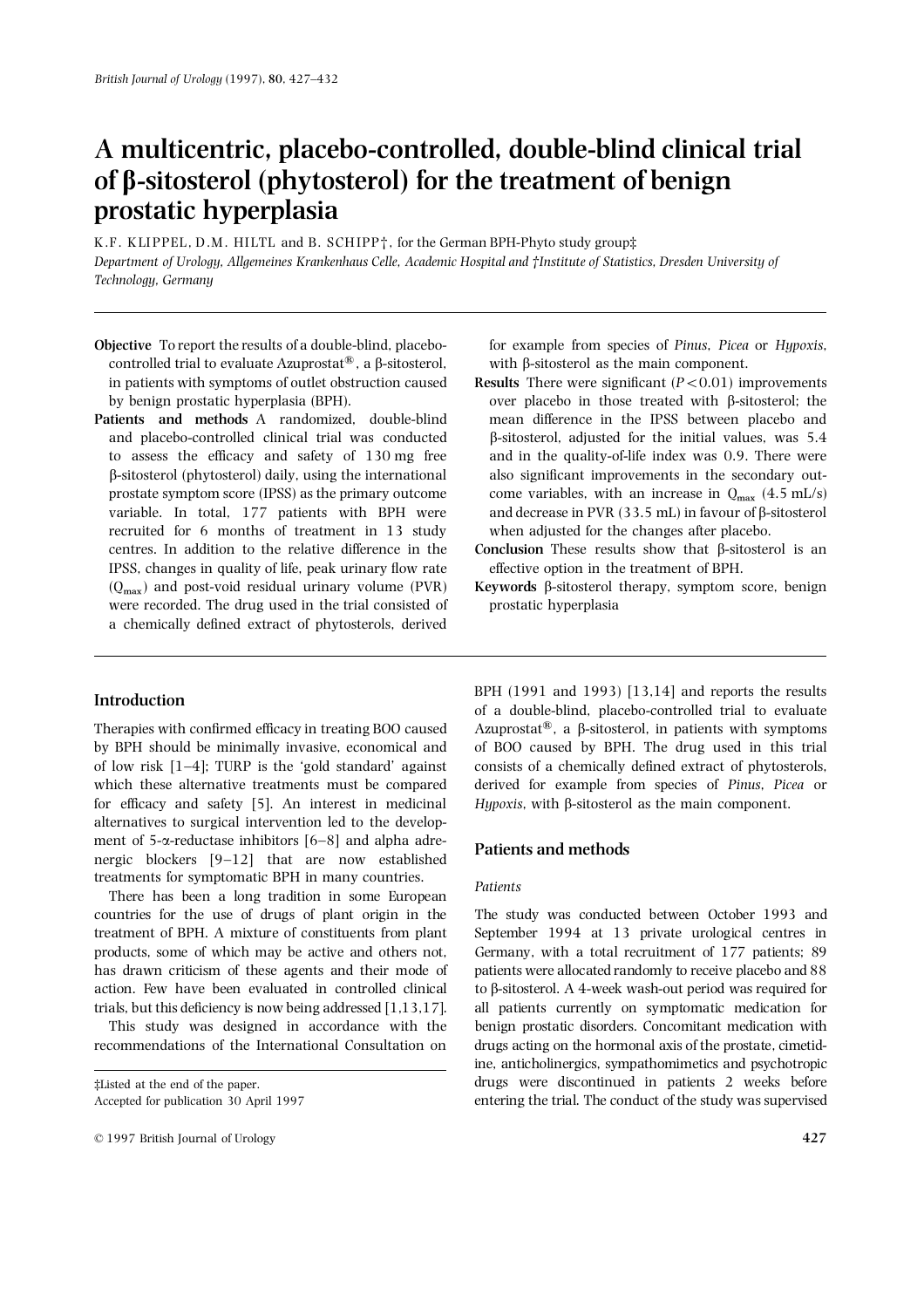# A multicentric, placebo-controlled, double-blind clinical trial of β-sitosterol (phytosterol) for the treatment of benign prostatic hyperplasia

K.F. KLIPPEL, D.M. HILTL and B. SCHIPP†, for the German BPH-Phyto study group‡

*Department of Urology, Allgemeines Krankenhaus Celle, Academic Hospital and †Institute of Statistics, Dresden University of Technology, Germany*

**Objective** To report the results of a double-blind, placebo-controlled trial to evaluate Azuprostat®, a β-sitosterol, in patients with symptoms of outlet obstruction caused by benign prostatic hyperplasia (BPH).

**Patients and methods** A randomized, double-blind and placebo-controlled clinical trial was conducted to assess the efficacy and safety of 130 mg free β-sitosterol (phytosterol) daily, using the international prostate symptom score (IPSS) as the primary outcome variable. In total, 177 patients with BPH were recruited for 6 months of treatment in 13 study centres. In addition to the relative difference in the IPSS, changes in quality of life, peak urinary flow rate ($Q_{max}$) and post-void residual urinary volume (PVR) were recorded. The drug used in the trial consisted of a chemically defined extract of phytosterols, derived for example from species of *Pinus*, *Picea* or *Hypoxis*, with β-sitosterol as the main component.

**Results** There were significant ($P < 0.01$) improvements over placebo in those treated with β-sitosterol; the mean difference in the IPSS between placebo and β-sitosterol, adjusted for the initial values, was 5.4 and in the quality-of-life index was 0.9. There were also significant improvements in the secondary outcome variables, with an increase in $Q_{max}$ (4.5 mL/s) and decrease in PVR (33.5 mL) in favour of β-sitosterol when adjusted for the changes after placebo.

**Conclusion** These results show that β-sitosterol is an effective option in the treatment of BPH.

**Keywords** β-sitosterol therapy, symptom score, benign prostatic hyperplasia

## Introduction

Therapies with confirmed efficacy in treating BOO caused by BPH should be minimally invasive, economical and of low risk [1–4]; TURP is the 'gold standard' against which these alternative treatments must be compared for efficacy and safety [5]. An interest in medicinal alternatives to surgical intervention led to the development of 5-α-reductase inhibitors [6–8] and alpha adrenergic blockers [9–12] that are now established treatments for symptomatic BPH in many countries.

There has been a long tradition in some European countries for the use of drugs of plant origin in the treatment of BPH. A mixture of constituents from plant products, some of which may be active and others not, has drawn criticism of these agents and their mode of action. Few have been evaluated in controlled clinical trials, but this deficiency is now being addressed [1,13,17].

This study was designed in accordance with the recommendations of the International Consultation on BPH (1991 and 1993) [13,14] and reports the results of a double-blind, placebo-controlled trial to evaluate Azuprostat®, a β-sitosterol, in patients with symptoms of BOO caused by BPH. The drug used in this trial consists of a chemically defined extract of phytosterols, derived for example from species of *Pinus*, *Picea* or *Hypoxis*, with β-sitosterol as the main component.

## Patients and methods

### *Patients*

The study was conducted between October 1993 and September 1994 at 13 private urological centres in Germany, with a total recruitment of 177 patients; 89 patients were allocated randomly to receive placebo and 88 to β-sitosterol. A 4-week wash-out period was required for all patients currently on symptomatic medication for benign prostatic disorders. Concomitant medication with drugs acting on the hormonal axis of the prostate, cimetidine, anticholinergics, sympathomimetics and psychotropic drugs were discontinued in patients 2 weeks before entering the trial. The conduct of the study was supervised

‡Listed at the end of the paper.

Accepted for publication 30 April 1997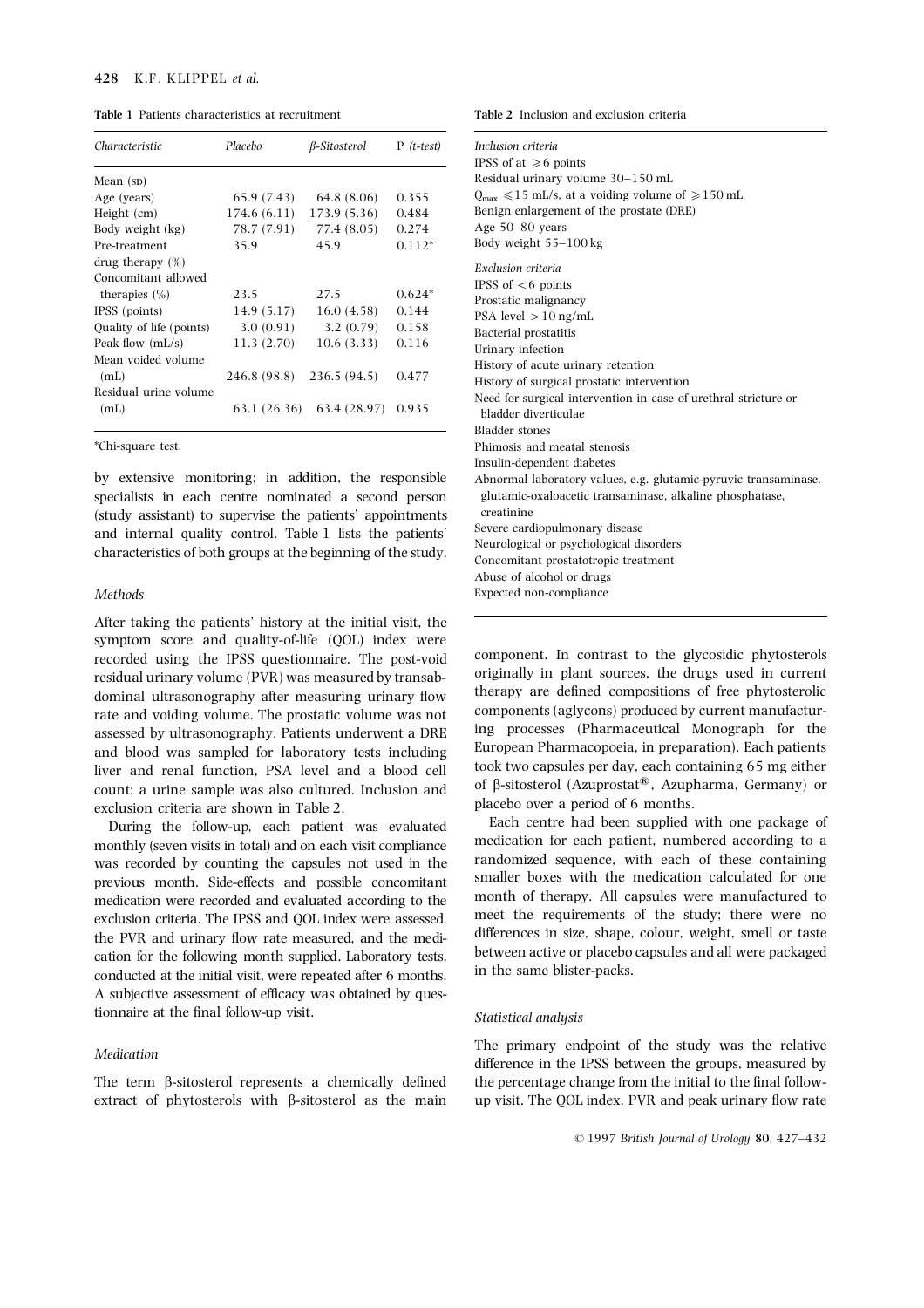**Table 1** Patients characteristics at recruitment

| Characteristic | Placebo | β-Sitosterol | P (t-test) |
|---|---|---|---|
| Mean (SD) | | | |
| Age (years) | 65.9 (7.43) | 64.8 (8.06) | 0.355 |
| Height (cm) | 174.6 (6.11) | 173.9 (5.36) | 0.484 |
| Body weight (kg) | 78.7 (7.91) | 77.4 (8.05) | 0.274 |
| Pre-treatment drug therapy (%) | 35.9 | 45.9 | 0.112* |
| Concomitant allowed therapies (%) | 23.5 | 27.5 | 0.624* |
| IPSS (points) | 14.9 (5.17) | 16.0 (4.58) | 0.144 |
| Quality of life (points) | 3.0 (0.91) | 3.2 (0.79) | 0.158 |
| Peak flow (mL/s) | 11.3 (2.70) | 10.6 (3.33) | 0.116 |
| Mean voided volume (mL) | 246.8 (98.8) | 236.5 (94.5) | 0.477 |
| Residual urine volume (mL) | 63.1 (26.36) | 63.4 (28.97) | 0.935 |

*Chi-square test.

by extensive monitoring; in addition, the responsible specialists in each centre nominated a second person (study assistant) to supervise the patients' appointments and internal quality control. Table 1 lists the patients' characteristics of both groups at the beginning of the study.

### Methods

After taking the patients' history at the initial visit, the symptom score and quality-of-life (QOL) index were recorded using the IPSS questionnaire. The post-void residual urinary volume (PVR) was measured by transabdominal ultrasonography after measuring urinary flow rate and voiding volume. The prostatic volume was not assessed by ultrasonography. Patients underwent a DRE and blood was sampled for laboratory tests including liver and renal function, PSA level and a blood cell count; a urine sample was also cultured. Inclusion and exclusion criteria are shown in Table 2.

During the follow-up, each patient was evaluated monthly (seven visits in total) and on each visit compliance was recorded by counting the capsules not used in the previous month. Side-effects and possible concomitant medication were recorded and evaluated according to the exclusion criteria. The IPSS and QOL index were assessed, the PVR and urinary flow rate measured, and the medication for the following month supplied. Laboratory tests, conducted at the initial visit, were repeated after 6 months. A subjective assessment of efficacy was obtained by questionnaire at the final follow-up visit.

### Medication

The term β-sitosterol represents a chemically defined extract of phytosterols with β-sitosterol as the main component. In contrast to the glycosidic phytosterols originally in plant sources, the drugs used in current therapy are defined compositions of free phytosterolic components (aglycons) produced by current manufacturing processes (Pharmaceutical Monograph for the European Pharmacopoeia, in preparation). Each patients took two capsules per day, each containing 65 mg either of β-sitosterol (Azuprostat®, Azupharma, Germany) or placebo over a period of 6 months.

Each centre had been supplied with one package of medication for each patient, numbered according to a randomized sequence, with each of these containing smaller boxes with the medication calculated for one month of therapy. All capsules were manufactured to meet the requirements of the study; there were no differences in size, shape, colour, weight, smell or taste between active or placebo capsules and all were packaged in the same blister-packs.

**Table 2** Inclusion and exclusion criteria

*Inclusion criteria*
- IPSS of at ⩾6 points
- Residual urinary volume 30–150 mL
- $Q_{max}$ ⩽15 mL/s, at a voiding volume of ⩾150 mL
- Benign enlargement of the prostate (DRE)
- Age 50–80 years
- Body weight 55–100 kg

*Exclusion criteria*
- IPSS of <6 points
- Prostatic malignancy
- PSA level >10 ng/mL
- Bacterial prostatitis
- Urinary infection
- History of acute urinary retention
- History of surgical prostatic intervention
- Need for surgical intervention in case of urethral stricture or bladder diverticulae
- Bladder stones
- Phimosis and meatal stenosis
- Insulin-dependent diabetes
- Abnormal laboratory values, e.g. glutamic-pyruvic transaminase, glutamic-oxaloacetic transaminase, alkaline phosphatase, creatinine
- Severe cardiopulmonary disease
- Neurological or psychological disorders
- Concomitant prostatotropic treatment
- Abuse of alcohol or drugs
- Expected non-compliance

### Statistical analysis

The primary endpoint of the study was the relative difference in the IPSS between the groups, measured by the percentage change from the initial to the final follow-up visit. The QOL index, PVR and peak urinary flow rate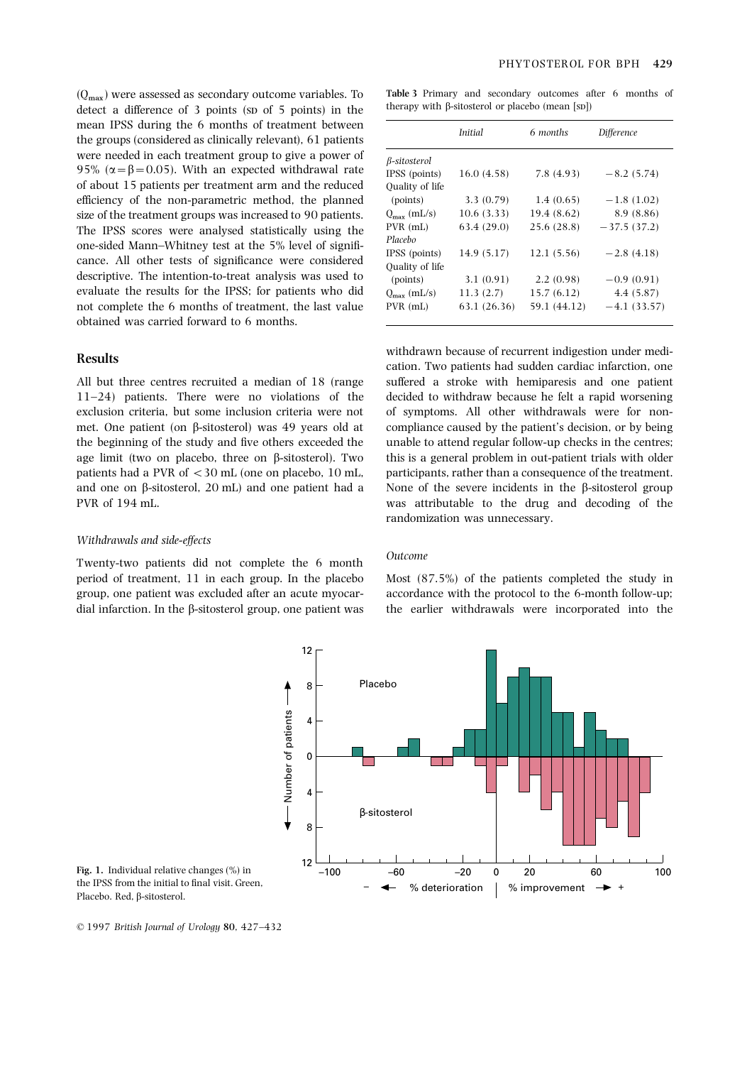($Q_{max}$) were assessed as secondary outcome variables. To detect a difference of 3 points (SD of 5 points) in the mean IPSS during the 6 months of treatment between the groups (considered as clinically relevant), 61 patients were needed in each treatment group to give a power of 95% ($\alpha = \beta = 0.05$). With an expected withdrawal rate of about 15 patients per treatment arm and the reduced efficiency of the non-parametric method, the planned size of the treatment groups was increased to 90 patients. The IPSS scores were analysed statistically using the one-sided Mann–Whitney test at the 5% level of significance. All other tests of significance were considered descriptive. The intention-to-treat analysis was used to evaluate the results for the IPSS; for patients who did not complete the 6 months of treatment, the last value obtained was carried forward to 6 months.

## Results

All but three centres recruited a median of 18 (range 11–24) patients. There were no violations of the exclusion criteria, but some inclusion criteria were not met. One patient (on β-sitosterol) was 49 years old at the beginning of the study and five others exceeded the age limit (two on placebo, three on β-sitosterol). Two patients had a PVR of < 30 mL (one on placebo, 10 mL, and one on β-sitosterol, 20 mL) and one patient had a PVR of 194 mL.

### *Withdrawals and side-effects*

Twenty-two patients did not complete the 6 month period of treatment, 11 in each group. In the placebo group, one patient was excluded after an acute myocardial infarction. In the β-sitosterol group, one patient was withdrawn because of recurrent indigestion under medication. Two patients had sudden cardiac infarction, one suffered a stroke with hemiparesis and one patient decided to withdraw because he felt a rapid worsening of symptoms. All other withdrawals were for non-compliance caused by the patient's decision, or by being unable to attend regular follow-up checks in the centres; this is a general problem in out-patient trials with older participants, rather than a consequence of the treatment. None of the severe incidents in the β-sitosterol group was attributable to the drug and decoding of the randomization was unnecessary.

### *Outcome*

Most (87.5%) of the patients completed the study in accordance with the protocol to the 6-month follow-up; the earlier withdrawals were incorporated into the

**Table 3** Primary and secondary outcomes after 6 months of therapy with β-sitosterol or placebo (mean [SD])

| | *Initial* | *6 months* | *Difference* |
|---|---|---|---|
| *β-sitosterol* | | | |
| IPSS (points) | 16.0 (4.58) | 7.8 (4.93) | −8.2 (5.74) |
| Quality of life (points) | 3.3 (0.79) | 1.4 (0.65) | −1.8 (1.02) |
| $Q_{max}$ (mL/s) | 10.6 (3.33) | 19.4 (8.62) | 8.9 (8.86) |
| PVR (mL) | 63.4 (29.0) | 25.6 (28.8) | −37.5 (37.2) |
| *Placebo* | | | |
| IPSS (points) | 14.9 (5.17) | 12.1 (5.56) | −2.8 (4.18) |
| Quality of life (points) | 3.1 (0.91) | 2.2 (0.98) | −0.9 (0.91) |
| $Q_{max}$ (mL/s) | 11.3 (2.7) | 15.7 (6.12) | 4.4 (5.87) |
| PVR (mL) | 63.1 (26.36) | 59.1 (44.12) | −4.1 (33.57) |

**Fig. 1.** Individual relative changes (%) in the IPSS from the initial to final visit. Green, Placebo. Red, β-sitosterol.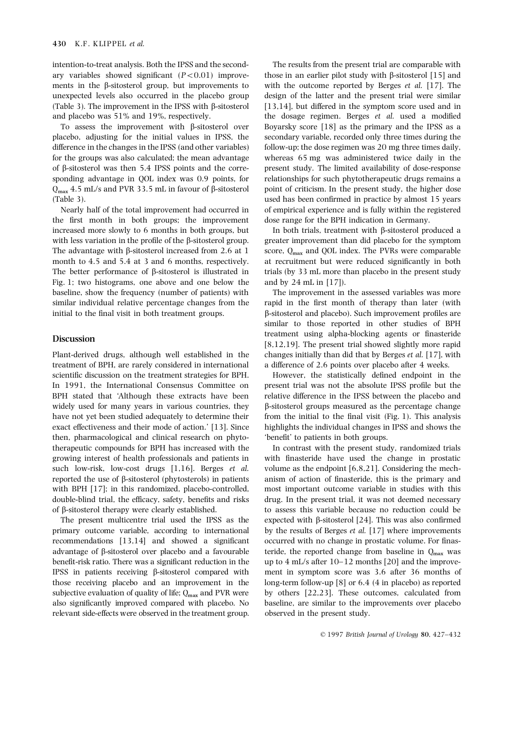intention-to-treat analysis. Both the IPSS and the secondary variables showed significant ($P<0.01$) improvements in the β-sitosterol group, but improvements to unexpected levels also occurred in the placebo group (Table 3). The improvement in the IPSS with β-sitosterol and placebo was 51% and 19%, respectively.

To assess the improvement with β-sitosterol over placebo, adjusting for the initial values in IPSS, the difference in the changes in the IPSS (and other variables) for the groups was also calculated; the mean advantage of β-sitosterol was then 5.4 IPSS points and the corresponding advantage in QOL index was 0.9 points, for $Q_{max}$ 4.5 mL/s and PVR 33.5 mL in favour of β-sitosterol (Table 3).

Nearly half of the total improvement had occurred in the first month in both groups; the improvement increased more slowly to 6 months in both groups, but with less variation in the profile of the β-sitosterol group. The advantage with β-sitosterol increased from 2.6 at 1 month to 4.5 and 5.4 at 3 and 6 months, respectively. The better performance of β-sitosterol is illustrated in Fig. 1; two histograms, one above and one below the baseline, show the frequency (number of patients) with similar individual relative percentage changes from the initial to the final visit in both treatment groups.

## Discussion

Plant-derived drugs, although well established in the treatment of BPH, are rarely considered in international scientific discussion on the treatment strategies for BPH. In 1991, the International Consensus Committee on BPH stated that 'Although these extracts have been widely used for many years in various countries, they have not yet been studied adequately to determine their exact effectiveness and their mode of action.' [13]. Since then, pharmacological and clinical research on phytotherapeutic compounds for BPH has increased with the growing interest of health professionals and patients in such low-risk, low-cost drugs [1,16]. Berges *et al.* reported the use of β-sitosterol (phytosterols) in patients with BPH [17]; in this randomized, placebo-controlled, double-blind trial, the efficacy, safety, benefits and risks of β-sitosterol therapy were clearly established.

The present multicentre trial used the IPSS as the primary outcome variable, according to international recommendations [13,14] and showed a significant advantage of β-sitosterol over placebo and a favourable benefit-risk ratio. There was a significant reduction in the IPSS in patients receiving β-sitosterol compared with those receiving placebo and an improvement in the subjective evaluation of quality of life; $Q_{max}$ and PVR were also significantly improved compared with placebo. No relevant side-effects were observed in the treatment group.

The results from the present trial are comparable with those in an earlier pilot study with β-sitosterol [15] and with the outcome reported by Berges *et al.* [17]. The design of the latter and the present trial were similar [13,14], but differed in the symptom score used and in the dosage regimen. Berges *et al.* used a modified Boyarsky score [18] as the primary and the IPSS as a secondary variable, recorded only three times during the follow-up; the dose regimen was 20 mg three times daily, whereas 65 mg was administered twice daily in the present study. The limited availability of dose-response relationships for such phytotherapeutic drugs remains a point of criticism. In the present study, the higher dose used has been confirmed in practice by almost 15 years of empirical experience and is fully within the registered dose range for the BPH indication in Germany.

In both trials, treatment with β-sitosterol produced a greater improvement than did placebo for the symptom score, $Q_{max}$ and QOL index. The PVRs were comparable at recruitment but were reduced significantly in both trials (by 33 mL more than placebo in the present study and by 24 mL in [17]).

The improvement in the assessed variables was more rapid in the first month of therapy than later (with β-sitosterol and placebo). Such improvement profiles are similar to those reported in other studies of BPH treatment using alpha-blocking agents or finasteride [8,12,19]. The present trial showed slightly more rapid changes initially than did that by Berges *et al.* [17], with a difference of 2.6 points over placebo after 4 weeks.

However, the statistically defined endpoint in the present trial was not the absolute IPSS profile but the relative difference in the IPSS between the placebo and β-sitosterol groups measured as the percentage change from the initial to the final visit (Fig. 1). This analysis highlights the individual changes in IPSS and shows the 'benefit' to patients in both groups.

In contrast with the present study, randomized trials with finasteride have used the change in prostatic volume as the endpoint [6,8,21]. Considering the mechanism of action of finasteride, this is the primary and most important outcome variable in studies with this drug. In the present trial, it was not deemed necessary to assess this variable because no reduction could be expected with β-sitosterol [24]. This was also confirmed by the results of Berges *et al.* [17] where improvements occurred with no change in prostatic volume. For finasteride, the reported change from baseline in $Q_{max}$ was up to 4 mL/s after 10–12 months [20] and the improvement in symptom score was 3.6 after 36 months of long-term follow-up [8] or 6.4 (4 in placebo) as reported by others [22,23]. These outcomes, calculated from baseline, are similar to the improvements over placebo observed in the present study.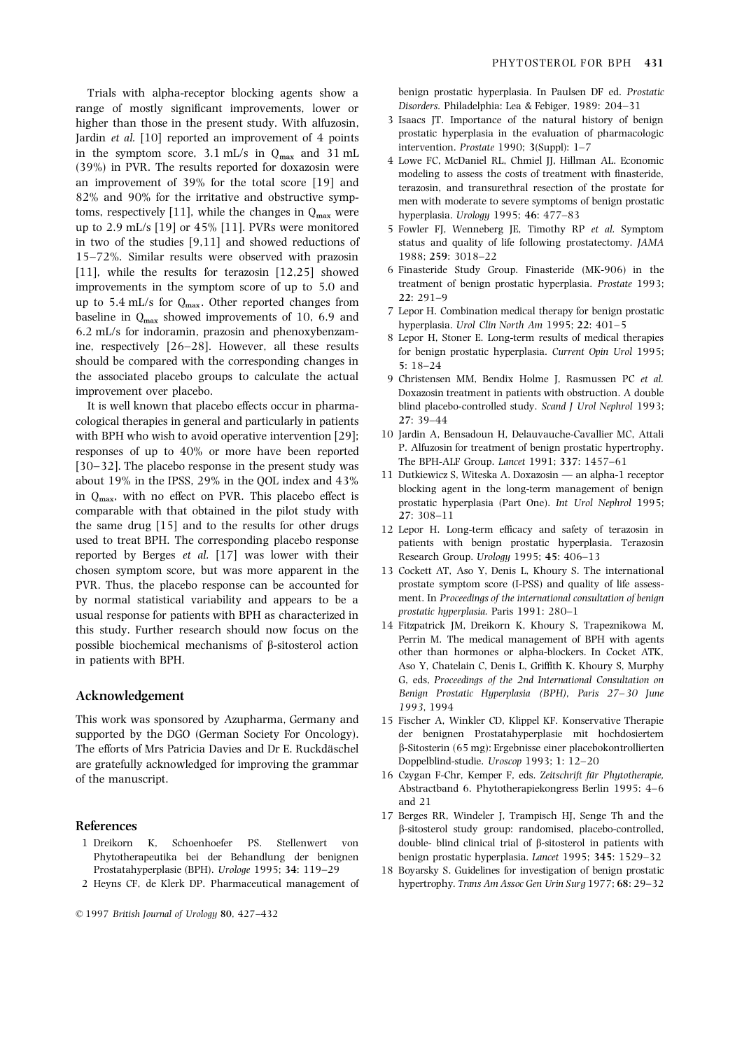Trials with alpha-receptor blocking agents show a range of mostly significant improvements, lower or higher than those in the present study. With alfuzosin, Jardin *et al.* [10] reported an improvement of 4 points in the symptom score, 3.1 mL/s in $Q_{max}$ and 31 mL (39%) in PVR. The results reported for doxazosin were an improvement of 39% for the total score [19] and 82% and 90% for the irritative and obstructive symptoms, respectively [11], while the changes in $Q_{max}$ were up to 2.9 mL/s [19] or 45% [11]. PVRs were monitored in two of the studies [9,11] and showed reductions of 15–72%. Similar results were observed with prazosin [11], while the results for terazosin [12,25] showed improvements in the symptom score of up to 5.0 and up to 5.4 mL/s for $Q_{max}$. Other reported changes from baseline in $Q_{max}$ showed improvements of 10, 6.9 and 6.2 mL/s for indoramin, prazosin and phenoxybenzamine, respectively [26–28]. However, all these results should be compared with the corresponding changes in the associated placebo groups to calculate the actual improvement over placebo.

It is well known that placebo effects occur in pharmacological therapies in general and particularly in patients with BPH who wish to avoid operative intervention [29]; responses of up to 40% or more have been reported [30–32]. The placebo response in the present study was about 19% in the IPSS, 29% in the QOL index and 43% in $Q_{max}$, with no effect on PVR. This placebo effect is comparable with that obtained in the pilot study with the same drug [15] and to the results for other drugs used to treat BPH. The corresponding placebo response reported by Berges *et al.* [17] was lower with their chosen symptom score, but was more apparent in the PVR. Thus, the placebo response can be accounted for by normal statistical variability and appears to be a usual response for patients with BPH as characterized in this study. Further research should now focus on the possible biochemical mechanisms of β-sitosterol action in patients with BPH.

## Acknowledgement

This work was sponsored by Azupharma, Germany and supported by the DGO (German Society For Oncology). The efforts of Mrs Patricia Davies and Dr E. Ruckdäschel are gratefully acknowledged for improving the grammar of the manuscript.

## References

1 Dreikorn K, Schoenhoefer PS. Stellenwert von Phytotherapeutika bei der Behandlung der benignen Prostatahyperplasie (BPH). *Urologe* 1995; **34**: 119–29

2 Heyns CF, de Klerk DP. Pharmaceutical management of benign prostatic hyperplasia. In Paulsen DF ed. *Prostatic Disorders*. Philadelphia: Lea & Febiger, 1989: 204–31

3 Isaacs JT. Importance of the natural history of benign prostatic hyperplasia in the evaluation of pharmacologic intervention. *Prostate* 1990; **3**(Suppl): 1–7

4 Lowe FC, McDaniel RL, Chmiel JJ, Hillman AL. Economic modeling to assess the costs of treatment with finasteride, terazosin, and transurethral resection of the prostate for men with moderate to severe symptoms of benign prostatic hyperplasia. *Urology* 1995; **46**: 477–83

5 Fowler FJ, Wenneberg JE, Timothy RP *et al.* Symptom status and quality of life following prostatectomy. *JAMA* 1988; **259**: 3018–22

6 Finasteride Study Group. Finasteride (MK-906) in the treatment of benign prostatic hyperplasia. *Prostate* 1993; **22**: 291–9

7 Lepor H. Combination medical therapy for benign prostatic hyperplasia. *Urol Clin North Am* 1995; **22**: 401–5

8 Lepor H, Stoner E. Long-term results of medical therapies for benign prostatic hyperplasia. *Current Opin Urol* 1995; **5**: 18–24

9 Christensen MM, Bendix Holme J, Rasmussen PC *et al.* Doxazosin treatment in patients with obstruction. A double blind placebo-controlled study. *Scand J Urol Nephrol* 1993; **27**: 39–44

10 Jardin A, Bensadoun H, Delauvauche-Cavallier MC, Attali P. Alfuzosin for treatment of benign prostatic hypertrophy. The BPH-ALF Group. *Lancet* 1991; **337**: 1457–61

11 Dutkiewicz S, Witeska A. Doxazosin — an alpha-1 receptor blocking agent in the long-term management of benign prostatic hyperplasia (Part One). *Int Urol Nephrol* 1995; **27**: 308–11

12 Lepor H. Long-term efficacy and safety of terazosin in patients with benign prostatic hyperplasia. Terazosin Research Group. *Urology* 1995; **45**: 406–13

13 Cockett AT, Aso Y, Denis L, Khoury S. The international prostate symptom score (I-PSS) and quality of life assessment. In *Proceedings of the international consultation of benign prostatic hyperplasia*. Paris 1991: 280–1

14 Fitzpatrick JM, Dreikorn K, Khoury S, Trapeznikowa M, Perrin M. The medical management of BPH with agents other than hormones or alpha-blockers. In Cocket ATK, Aso Y, Chatelain C, Denis L, Griffith K. Khoury S, Murphy G, eds, *Proceedings of the 2nd International Consultation on Benign Prostatic Hyperplasia (BPH), Paris 27–30 June 1993*, 1994

15 Fischer A, Winkler CD, Klippel KF. Konservative Therapie der benignen Prostatahyperplasie mit hochdosiertem β-Sitosterin (65 mg): Ergebnisse einer placebokontrollierten Doppelblind-studie. *Uroscop* 1993; **1**: 12–20

16 Czygan F-Chr, Kemper F, eds. *Zeitschrift für Phytotherapie*, Abstractband 6. Phytotherapiekongress Berlin 1995: 4–6 and 21

17 Berges RR, Windeler J, Trampisch HJ, Senge Th and the β-sitosterol study group: randomised, placebo-controlled, double- blind clinical trial of β-sitosterol in patients with benign prostatic hyperplasia. *Lancet* 1995; **345**: 1529–32

18 Boyarsky S. Guidelines for investigation of benign prostatic hypertrophy. *Trans Am Assoc Gen Urin Surg* 1977; **68**: 29–32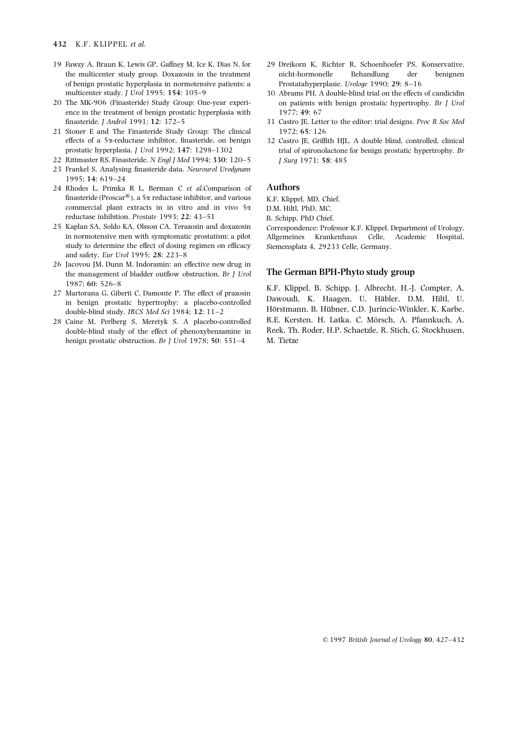19 Fawzy A, Braun K, Lewis GP, Gaffney M, Ice K, Dias N, for the multicenter study group. Doxazosin in the treatment of benign prostatic hyperplasia in normotensive patients: a multicenter study. *J Urol* 1995; **154**: 105–9

20 The MK-906 (Finasteride) Study Group: One-year experience in the treatment of benign prostatic hyperplasia with finasteride. *J Androl* 1991; **12**: 372–5

21 Stoner E and The Finasteride Study Group: The clinical effects of a 5α-reductase inhibitor, finasteride, on benign prostatic hyperplasia. *J Urol* 1992; **147**: 1298–1302

22 Rittmaster RS. Finasteride. *N Engl J Med* 1994; **330**: 120–5

23 Frankel S. Analysing finasteride data. *Neurourol Urodynam* 1995; **14**: 619–24

24 Rhodes L, Primka R L, Berman C *et al.*Comparison of finasteride (Proscar®), a 5α reductase inhibitor, and various commercial plant extracts in in vitro and in vivo 5α reductase inhibition. *Prostate* 1993; **22**: 43–51

25 Kaplan SA, Soldo KA, Olsson CA. Terazosin and doxazosin in normotensive men with symptomatic prostatism: a pilot study to determine the effect of dosing regimen on efficacy and safety. *Eur Urol* 1995; **28**: 223–8

26 Jacovou JM, Dunn M. Indoramin: an effective new drug in the management of bladder outflow obstruction. *Br J Urol* 1987; **60**: 526–8

27 Martorana G, Giberti C, Damonte P. The effect of prazosin in benign prostatic hypertrophy: a placebo-controlled double-blind study. *IRCS Med Sci* 1984; **12**: 11–2

28 Caine M, Perlberg S, Meretyk S. A placebo-controlled double-blind study of the effect of phenoxybenzamine in benign prostatic obstruction. *Br J Urol* 1978; **50**: 551–4

29 Dreikorn K, Richter R, Schoenhoefer PS. Konservative, nicht-hormonelle Behandlung der benignen Prostatahyperplasie. *Urologe* 1990; **29**: 8–16

30 Abrams PH. A double-blind trial on the effects of candicidin on patients with benign prostatic hypertrophy. *Br J Urol* 1977; **49**: 67

31 Castro JE. Letter to the editor: trial designs. *Proc R Soc Med* 1972; **65**: 126

32 Castro JE, Griffith HJL. A double blind, controlled, clinical trial of spironolactone for benign prostatic hypertrophy. *Br J Surg* 1971; **58**: 485

## Authors

K.F. Klippel, MD, Chief.
D.M. Hiltl, PhD, MC.
B. Schipp, PhD Chief.
Correspondence: Professor K.F. Klippel, Department of Urology, Allgemeines Krankenhaus Celle, Academic Hospital, Siemensplatz 4, 29233 Celle, Germany.

## The German BPH-Phyto study group

K.F. Klippel, B. Schipp, J. Albrecht, H.-J. Compter, A. Dawoudi, K. Haagen, U. Häbler, D.M. Hiltl, U. Hörstmann, B. Hübner, C.D. Jurincic-Winkler, K. Karbe, R.E. Kersten, H. Latka, C. Mörsch, A. Pfannkuch, A. Reek, Th. Roder, H.P. Schaetzle, R. Stich, G. Stockhusen, M. Tietze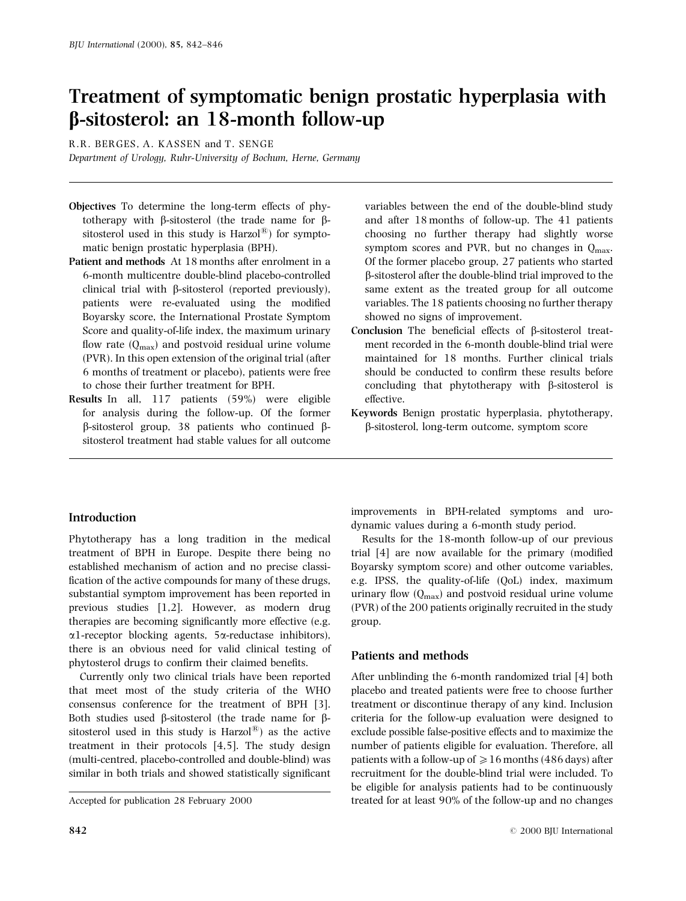# Treatment of symptomatic benign prostatic hyperplasia with β-sitosterol: an 18-month follow-up

R.R. BERGES, A. KASSEN and T. SENGE

*Department of Urology, Ruhr-University of Bochum, Herne, Germany*

**Objectives** To determine the long-term effects of phytotherapy with β-sitosterol (the trade name for β-sitosterol used in this study is Harzol®) for symptomatic benign prostatic hyperplasia (BPH).

**Patient and methods** At 18 months after enrolment in a 6-month multicentre double-blind placebo-controlled clinical trial with β-sitosterol (reported previously), patients were re-evaluated using the modified Boyarsky score, the International Prostate Symptom Score and quality-of-life index, the maximum urinary flow rate ($Q_{max}$) and postvoid residual urine volume (PVR). In this open extension of the original trial (after 6 months of treatment or placebo), patients were free to chose their further treatment for BPH.

**Results** In all, 117 patients (59%) were eligible for analysis during the follow-up. Of the former β-sitosterol group, 38 patients who continued β-sitosterol treatment had stable values for all outcome variables between the end of the double-blind study and after 18 months of follow-up. The 41 patients choosing no further therapy had slightly worse symptom scores and PVR, but no changes in $Q_{max}$. Of the former placebo group, 27 patients who started β-sitosterol after the double-blind trial improved to the same extent as the treated group for all outcome variables. The 18 patients choosing no further therapy showed no signs of improvement.

**Conclusion** The beneficial effects of β-sitosterol treatment recorded in the 6-month double-blind trial were maintained for 18 months. Further clinical trials should be conducted to confirm these results before concluding that phytotherapy with β-sitosterol is effective.

**Keywords** Benign prostatic hyperplasia, phytotherapy, β-sitosterol, long-term outcome, symptom score

## Introduction

Phytotherapy has a long tradition in the medical treatment of BPH in Europe. Despite there being no established mechanism of action and no precise classification of the active compounds for many of these drugs, substantial symptom improvement has been reported in previous studies [1,2]. However, as modern drug therapies are becoming significantly more effective (e.g. α1-receptor blocking agents, 5α-reductase inhibitors), there is an obvious need for valid clinical testing of phytosterol drugs to confirm their claimed benefits.

Currently only two clinical trials have been reported that meet most of the study criteria of the WHO consensus conference for the treatment of BPH [3]. Both studies used β-sitosterol (the trade name for β-sitosterol used in this study is Harzol®) as the active treatment in their protocols [4,5]. The study design (multi-centred, placebo-controlled and double-blind) was similar in both trials and showed statistically significant improvements in BPH-related symptoms and urodynamic values during a 6-month study period.

Results for the 18-month follow-up of our previous trial [4] are now available for the primary (modified Boyarsky symptom score) and other outcome variables, e.g. IPSS, the quality-of-life (QoL) index, maximum urinary flow ($Q_{max}$) and postvoid residual urine volume (PVR) of the 200 patients originally recruited in the study group.

## Patients and methods

After unblinding the 6-month randomized trial [4] both placebo and treated patients were free to choose further treatment or discontinue therapy of any kind. Inclusion criteria for the follow-up evaluation were designed to exclude possible false-positive effects and to maximize the number of patients eligible for evaluation. Therefore, all patients with a follow-up of $\geqslant$ 16 months (486 days) after recruitment for the double-blind trial were included. To be eligible for analysis patients had to be continuously treated for at least 90% of the follow-up and no changes

Accepted for publication 28 February 2000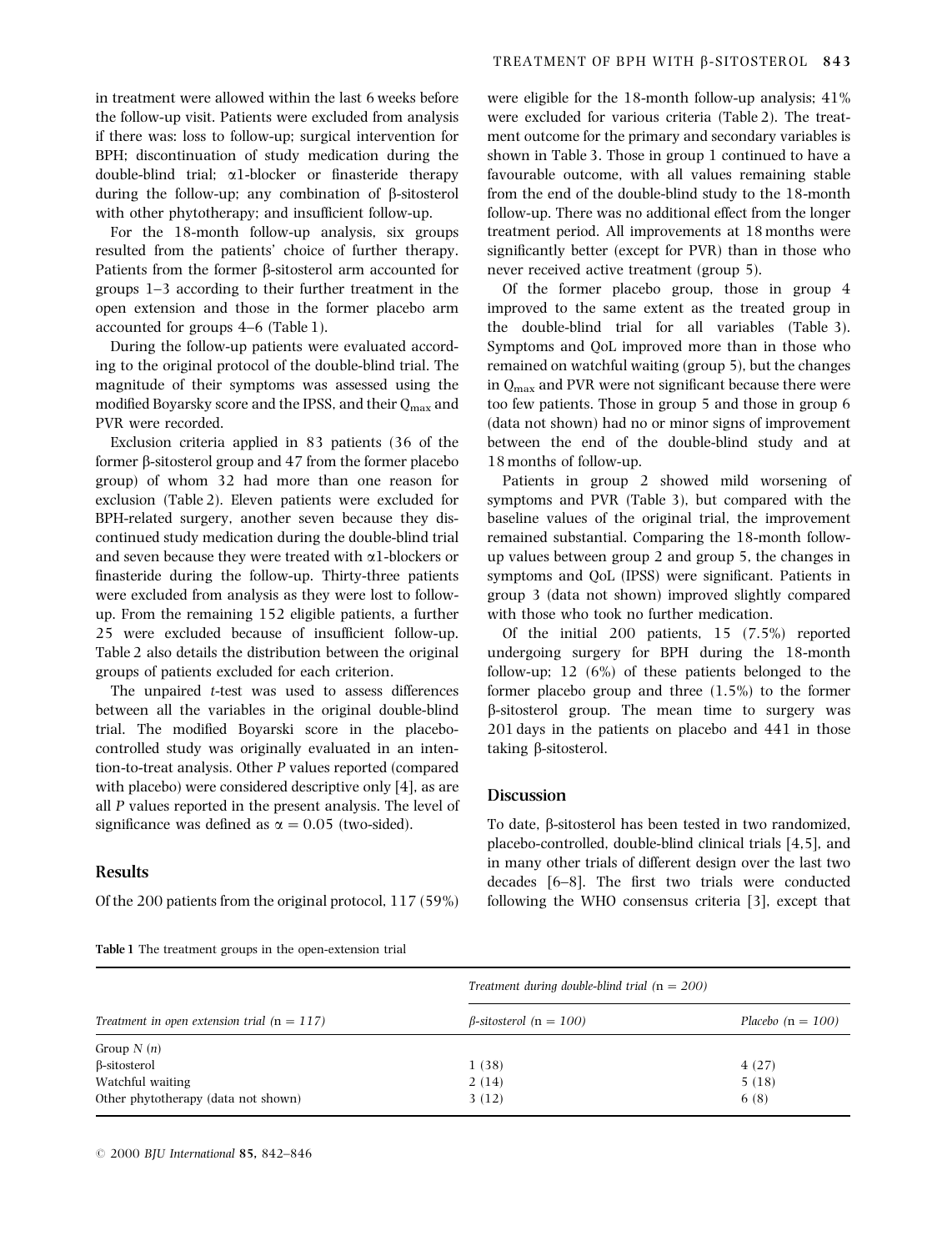in treatment were allowed within the last 6 weeks before the follow-up visit. Patients were excluded from analysis if there was: loss to follow-up; surgical intervention for BPH; discontinuation of study medication during the double-blind trial; α1-blocker or finasteride therapy during the follow-up; any combination of β-sitosterol with other phytotherapy; and insufficient follow-up.

For the 18-month follow-up analysis, six groups resulted from the patients' choice of further therapy. Patients from the former β-sitosterol arm accounted for groups 1–3 according to their further treatment in the open extension and those in the former placebo arm accounted for groups 4–6 (Table 1).

During the follow-up patients were evaluated according to the original protocol of the double-blind trial. The magnitude of their symptoms was assessed using the modified Boyarsky score and the IPSS, and their $Q_{max}$ and PVR were recorded.

Exclusion criteria applied in 83 patients (36 of the former β-sitosterol group and 47 from the former placebo group) of whom 32 had more than one reason for exclusion (Table 2). Eleven patients were excluded for BPH-related surgery, another seven because they discontinued study medication during the double-blind trial and seven because they were treated with α1-blockers or finasteride during the follow-up. Thirty-three patients were excluded from analysis as they were lost to follow-up. From the remaining 152 eligible patients, a further 25 were excluded because of insufficient follow-up. Table 2 also details the distribution between the original groups of patients excluded for each criterion.

The unpaired *t*-test was used to assess differences between all the variables in the original double-blind trial. The modified Boyarski score in the placebo-controlled study was originally evaluated in an intention-to-treat analysis. Other *P* values reported (compared with placebo) were considered descriptive only [4], as are all *P* values reported in the present analysis. The level of significance was defined as $\alpha = 0.05$ (two-sided).

## Results

Of the 200 patients from the original protocol, 117 (59%) were eligible for the 18-month follow-up analysis; 41% were excluded for various criteria (Table 2). The treatment outcome for the primary and secondary variables is shown in Table 3. Those in group 1 continued to have a favourable outcome, with all values remaining stable from the end of the double-blind study to the 18-month follow-up. There was no additional effect from the longer treatment period. All improvements at 18 months were significantly better (except for PVR) than in those who never received active treatment (group 5).

Of the former placebo group, those in group 4 improved to the same extent as the treated group in the double-blind trial for all variables (Table 3). Symptoms and QoL improved more than in those who remained on watchful waiting (group 5), but the changes in $Q_{max}$ and PVR were not significant because there were too few patients. Those in group 5 and those in group 6 (data not shown) had no or minor signs of improvement between the end of the double-blind study and at 18 months of follow-up.

Patients in group 2 showed mild worsening of symptoms and PVR (Table 3), but compared with the baseline values of the original trial, the improvement remained substantial. Comparing the 18-month follow-up values between group 2 and group 5, the changes in symptoms and QoL (IPSS) were significant. Patients in group 3 (data not shown) improved slightly compared with those who took no further medication.

Of the initial 200 patients, 15 (7.5%) reported undergoing surgery for BPH during the 18-month follow-up; 12 (6%) of these patients belonged to the former placebo group and three (1.5%) to the former β-sitosterol group. The mean time to surgery was 201 days in the patients on placebo and 441 in those taking β-sitosterol.

## Discussion

To date, β-sitosterol has been tested in two randomized, placebo-controlled, double-blind clinical trials [4,5], and in many other trials of different design over the last two decades [6–8]. The first two trials were conducted following the WHO consensus criteria [3], except that

**Table 1** The treatment groups in the open-extension trial

| | *Treatment during double-blind trial (n = 200)* | |
|---|---|---|
| *Treatment in open extension trial (n = 117)* | *β-sitosterol (n = 100)* | *Placebo (n = 100)* |
| Group *N* (*n*) | | |
| β-sitosterol | 1 (38) | 4 (27) |
| Watchful waiting | 2 (14) | 5 (18) |
| Other phytotherapy (data not shown) | 3 (12) | 6 (8) |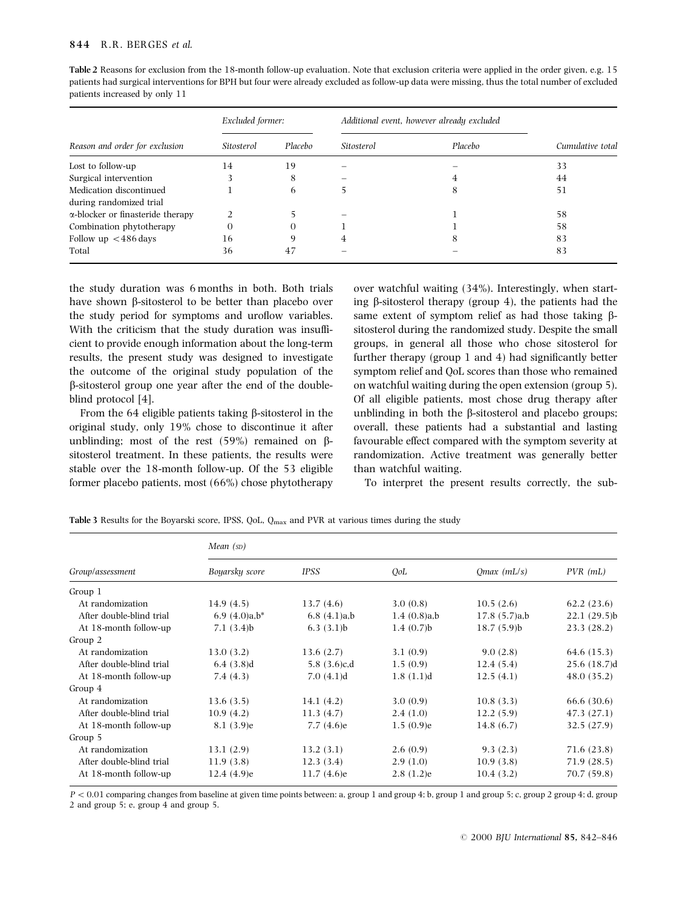**Table 2** Reasons for exclusion from the 18-month follow-up evaluation. Note that exclusion criteria were applied in the order given, e.g. 15 patients had surgical interventions for BPH but four were already excluded as follow-up data were missing, thus the total number of excluded patients increased by only 11

| Reason and order for exclusion | *Excluded former:* | | *Additional event, however already excluded* | | Cumulative total |
|---|---|---|---|---|---|
| | *Sitosterol* | *Placebo* | *Sitosterol* | *Placebo* | |
| Lost to follow-up | 14 | 19 | – | – | 33 |
| Surgical intervention | 3 | 8 | – | 4 | 44 |
| Medication discontinued during randomized trial | 1 | 6 | 5 | 8 | 51 |
| α-blocker or finasteride therapy | 2 | 5 | – | 1 | 58 |
| Combination phytotherapy | 0 | 0 | 1 | 1 | 58 |
| Follow up <486 days | 16 | 9 | 4 | 8 | 83 |
| Total | 36 | 47 | – | – | 83 |

the study duration was 6 months in both. Both trials have shown β-sitosterol to be better than placebo over the study period for symptoms and uroflow variables. With the criticism that the study duration was insufficient to provide enough information about the long-term results, the present study was designed to investigate the outcome of the original study population of the β-sitosterol group one year after the end of the double-blind protocol [4].

From the 64 eligible patients taking β-sitosterol in the original study, only 19% chose to discontinue it after unblinding; most of the rest (59%) remained on β-sitosterol treatment. In these patients, the results were stable over the 18-month follow-up. Of the 53 eligible former placebo patients, most (66%) chose phytotherapy over watchful waiting (34%). Interestingly, when starting β-sitosterol therapy (group 4), the patients had the same extent of symptom relief as had those taking β-sitosterol during the randomized study. Despite the small groups, in general all those who chose sitosterol for further therapy (group 1 and 4) had significantly better symptom relief and QoL scores than those who remained on watchful waiting during the open extension (group 5). Of all eligible patients, most chose drug therapy after unblinding in both the β-sitosterol and placebo groups; overall, these patients had a substantial and lasting favourable effect compared with the symptom severity at randomization. Active treatment was generally better than watchful waiting.

To interpret the present results correctly, the sub-

**Table 3** Results for the Boyarski score, IPSS, QoL, $Q_{max}$ and PVR at various times during the study

| Group/assessment | *Mean (SD)* | | | | |
|---|---|---|---|---|---|
| | *Boyarsky score* | *IPSS* | *QoL* | *Qmax (mL/s)* | *PVR (mL)* |
| Group 1 | | | | | |
| At randomization | 14.9 (4.5) | 13.7 (4.6) | 3.0 (0.8) | 10.5 (2.6) | 62.2 (23.6) |
| After double-blind trial | 6.9 (4.0)a,b* | 6.8 (4.1)a,b | 1.4 (0.8)a,b | 17.8 (5.7)a,b | 22.1 (29.5)b |
| At 18-month follow-up | 7.1 (3.4)b | 6.3 (3.1)b | 1.4 (0.7)b | 18.7 (5.9)b | 23.3 (28.2) |
| Group 2 | | | | | |
| At randomization | 13.0 (3.2) | 13.6 (2.7) | 3.1 (0.9) | 9.0 (2.8) | 64.6 (15.3) |
| After double-blind trial | 6.4 (3.8)d | 5.8 (3.6)c,d | 1.5 (0.9) | 12.4 (5.4) | 25.6 (18.7)d |
| At 18-month follow-up | 7.4 (4.3) | 7.0 (4.1)d | 1.8 (1.1)d | 12.5 (4.1) | 48.0 (35.2) |
| Group 4 | | | | | |
| At randomization | 13.6 (3.5) | 14.1 (4.2) | 3.0 (0.9) | 10.8 (3.3) | 66.6 (30.6) |
| After double-blind trial | 10.9 (4.2) | 11.3 (4.7) | 2.4 (1.0) | 12.2 (5.9) | 47.3 (27.1) |
| At 18-month follow-up | 8.1 (3.9)e | 7.7 (4.6)e | 1.5 (0.9)e | 14.8 (6.7) | 32.5 (27.9) |
| Group 5 | | | | | |
| At randomization | 13.1 (2.9) | 13.2 (3.1) | 2.6 (0.9) | 9.3 (2.3) | 71.6 (23.8) |
| After double-blind trial | 11.9 (3.8) | 12.3 (3.4) | 2.9 (1.0) | 10.9 (3.8) | 71.9 (28.5) |
| At 18-month follow-up | 12.4 (4.9)e | 11.7 (4.6)e | 2.8 (1.2)e | 10.4 (3.2) | 70.7 (59.8) |

$P < 0.01$ comparing changes from baseline at given time points between: a, group 1 and group 4; b, group 1 and group 5; c, group 2 group 4; d, group 2 and group 5; e, group 4 and group 5.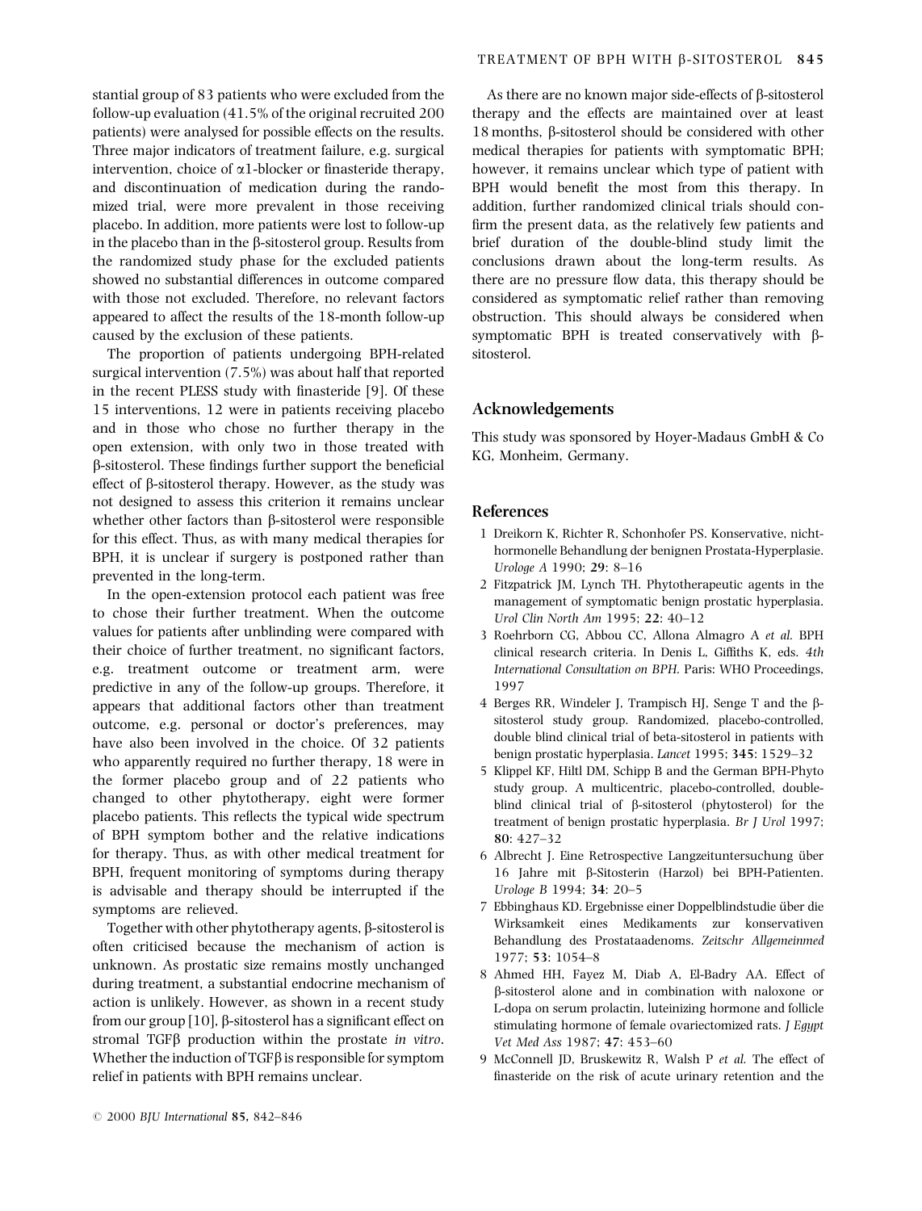stantial group of 83 patients who were excluded from the follow-up evaluation (41.5% of the original recruited 200 patients) were analysed for possible effects on the results. Three major indicators of treatment failure, e.g. surgical intervention, choice of $\alpha$1-blocker or finasteride therapy, and discontinuation of medication during the randomized trial, were more prevalent in those receiving placebo. In addition, more patients were lost to follow-up in the placebo than in the β-sitosterol group. Results from the randomized study phase for the excluded patients showed no substantial differences in outcome compared with those not excluded. Therefore, no relevant factors appeared to affect the results of the 18-month follow-up caused by the exclusion of these patients.

The proportion of patients undergoing BPH-related surgical intervention (7.5%) was about half that reported in the recent PLESS study with finasteride [9]. Of these 15 interventions, 12 were in patients receiving placebo and in those who chose no further therapy in the open extension, with only two in those treated with β-sitosterol. These findings further support the beneficial effect of β-sitosterol therapy. However, as the study was not designed to assess this criterion it remains unclear whether other factors than β-sitosterol were responsible for this effect. Thus, as with many medical therapies for BPH, it is unclear if surgery is postponed rather than prevented in the long-term.

In the open-extension protocol each patient was free to chose their further treatment. When the outcome values for patients after unblinding were compared with their choice of further treatment, no significant factors, e.g. treatment outcome or treatment arm, were predictive in any of the follow-up groups. Therefore, it appears that additional factors other than treatment outcome, e.g. personal or doctor's preferences, may have also been involved in the choice. Of 32 patients who apparently required no further therapy, 18 were in the former placebo group and of 22 patients who changed to other phytotherapy, eight were former placebo patients. This reflects the typical wide spectrum of BPH symptom bother and the relative indications for therapy. Thus, as with other medical treatment for BPH, frequent monitoring of symptoms during therapy is advisable and therapy should be interrupted if the symptoms are relieved.

Together with other phytotherapy agents, β-sitosterol is often criticised because the mechanism of action is unknown. As prostatic size remains mostly unchanged during treatment, a substantial endocrine mechanism of action is unlikely. However, as shown in a recent study from our group [10], β-sitosterol has a significant effect on stromal TGFβ production within the prostate *in vitro*. Whether the induction of TGFβ is responsible for symptom relief in patients with BPH remains unclear.

As there are no known major side-effects of β-sitosterol therapy and the effects are maintained over at least 18 months, β-sitosterol should be considered with other medical therapies for patients with symptomatic BPH; however, it remains unclear which type of patient with BPH would benefit the most from this therapy. In addition, further randomized clinical trials should confirm the present data, as the relatively few patients and brief duration of the double-blind study limit the conclusions drawn about the long-term results. As there are no pressure flow data, this therapy should be considered as symptomatic relief rather than removing obstruction. This should always be considered when symptomatic BPH is treated conservatively with β-sitosterol.

## Acknowledgements

This study was sponsored by Hoyer-Madaus GmbH & Co KG, Monheim, Germany.

## References

1 Dreikorn K, Richter R, Schonhofer PS. Konservative, nicht-hormonelle Behandlung der benignen Prostata-Hyperplasie. *Urologe A* 1990; **29**: 8–16

2 Fitzpatrick JM, Lynch TH. Phytotherapeutic agents in the management of symptomatic benign prostatic hyperplasia. *Urol Clin North Am* 1995; **22**: 40–12

3 Roehrborn CG, Abbou CC, Allona Almagro A *et al.* BPH clinical research criteria. In Denis L, Giffiths K, eds. *4th International Consultation on BPH.* Paris: WHO Proceedings, 1997

4 Berges RR, Windeler J, Trampisch HJ, Senge T and the β-sitosterol study group. Randomized, placebo-controlled, double blind clinical trial of beta-sitosterol in patients with benign prostatic hyperplasia. *Lancet* 1995; **345**: 1529–32

5 Klippel KF, Hiltl DM, Schipp B and the German BPH-Phyto study group. A multicentric, placebo-controlled, double-blind clinical trial of β-sitosterol (phytosterol) for the treatment of benign prostatic hyperplasia. *Br J Urol* 1997; **80**: 427–32

6 Albrecht J. Eine Retrospective Langzeituntersuchung über 16 Jahre mit β-Sitosterin (Harzol) bei BPH-Patienten. *Urologe B* 1994; **34**: 20–5

7 Ebbinghaus KD. Ergebnisse einer Doppelblindstudie über die Wirksamkeit eines Medikaments zur konservativen Behandlung des Prostataadenoms. *Zeitschr Allgemeinmed* 1977; **53**: 1054–8

8 Ahmed HH, Fayez M, Diab A, El-Badry AA. Effect of β-sitosterol alone and in combination with naloxone or L-dopa on serum prolactin, luteinizing hormone and follicle stimulating hormone of female ovariectomized rats. *J Egypt Vet Med Ass* 1987; **47**: 453–60

9 McConnell JD, Bruskewitz R, Walsh P *et al.* The effect of finasteride on the risk of acute urinary retention and the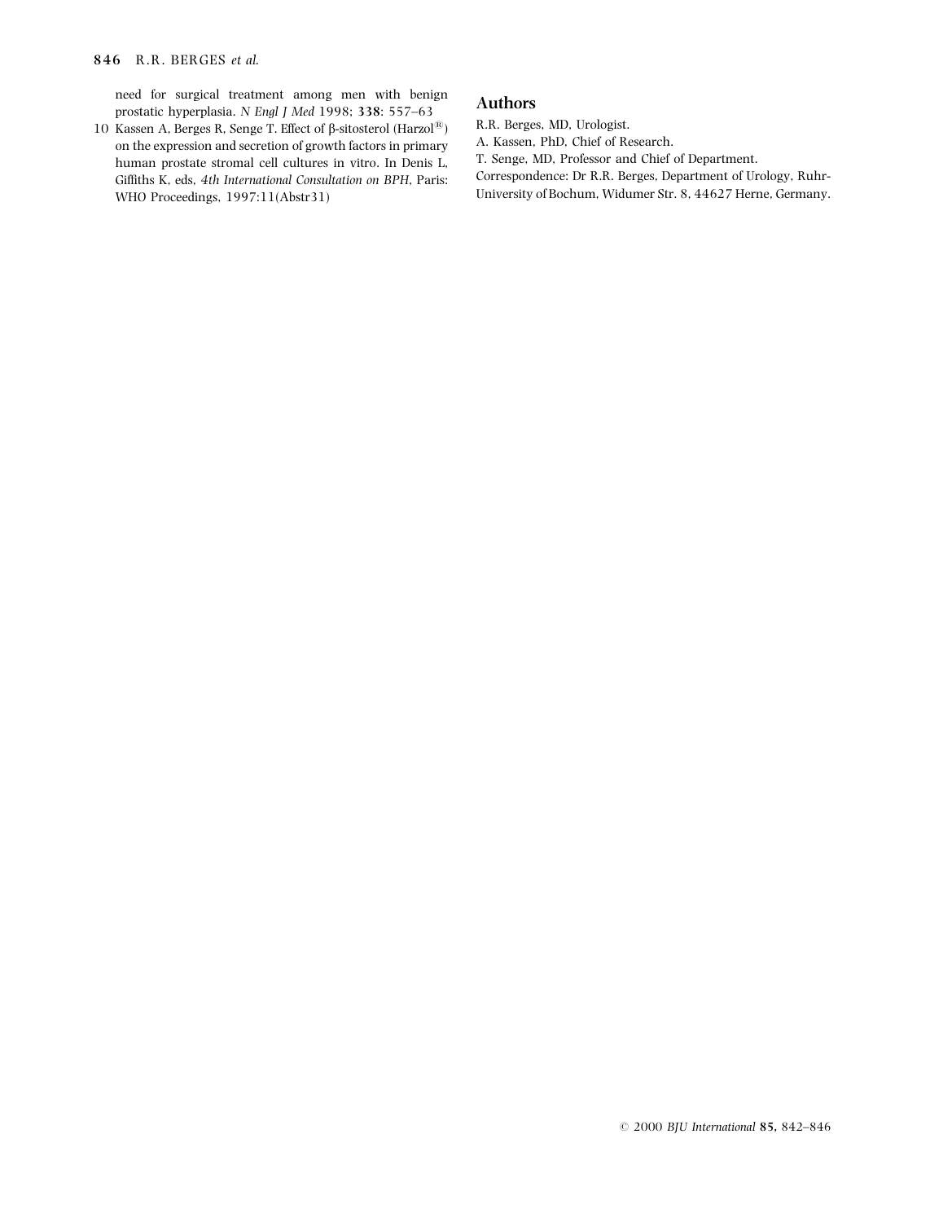need for surgical treatment among men with benign prostatic hyperplasia. *N Engl J Med* 1998; **338**: 557–63

10 Kassen A, Berges R, Senge T. Effect of β-sitosterol (Harzol®) on the expression and secretion of growth factors in primary human prostate stromal cell cultures in vitro. In Denis L, Giffiths K, eds, *4th International Consultation on BPH*, Paris: WHO Proceedings, 1997:11(Abstr31)

## Authors

R.R. Berges, MD, Urologist.

A. Kassen, PhD, Chief of Research.

T. Senge, MD, Professor and Chief of Department.

Correspondence: Dr R.R. Berges, Department of Urology, Ruhr-University of Bochum, Widumer Str. 8, 44627 Herne, Germany.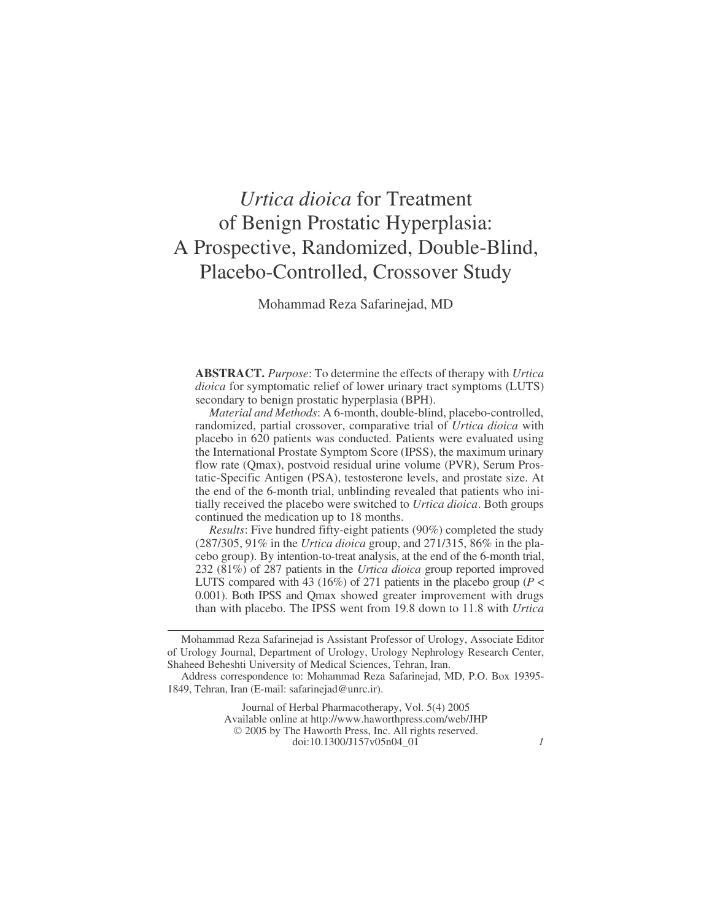# *Urtica dioica* for Treatment of Benign Prostatic Hyperplasia: A Prospective, Randomized, Double-Blind, Placebo-Controlled, Crossover Study

Mohammad Reza Safarinejad, MD

**ABSTRACT.** *Purpose*: To determine the effects of therapy with *Urtica dioica* for symptomatic relief of lower urinary tract symptoms (LUTS) secondary to benign prostatic hyperplasia (BPH).

*Material and Methods*: A 6-month, double-blind, placebo-controlled, randomized, partial crossover, comparative trial of *Urtica dioica* with placebo in 620 patients was conducted. Patients were evaluated using the International Prostate Symptom Score (IPSS), the maximum urinary flow rate (Qmax), postvoid residual urine volume (PVR), Serum Prostatic-Specific Antigen (PSA), testosterone levels, and prostate size. At the end of the 6-month trial, unblinding revealed that patients who initially received the placebo were switched to *Urtica dioica*. Both groups continued the medication up to 18 months.

*Results*: Five hundred fifty-eight patients (90%) completed the study (287/305, 91% in the *Urtica dioica* group, and 271/315, 86% in the placebo group). By intention-to-treat analysis, at the end of the 6-month trial, 232 (81%) of 287 patients in the *Urtica dioica* group reported improved LUTS compared with 43 (16%) of 271 patients in the placebo group ($P <$ 0.001). Both IPSS and Qmax showed greater improvement with drugs than with placebo. The IPSS went from 19.8 down to 11.8 with *Urtica*

---

Mohammad Reza Safarinejad is Assistant Professor of Urology, Associate Editor of Urology Journal, Department of Urology, Urology Nephrology Research Center, Shaheed Beheshti University of Medical Sciences, Tehran, Iran.

Address correspondence to: Mohammad Reza Safarinejad, MD, P.O. Box 19395-1849, Tehran, Iran (E-mail: safarinejad@unrc.ir).

Journal of Herbal Pharmacotherapy, Vol. 5(4) 2005
Available online at http://www.haworthpress.com/web/JHP
© 2005 by The Haworth Press, Inc. All rights reserved.
doi:10.1300/J157v05n04_01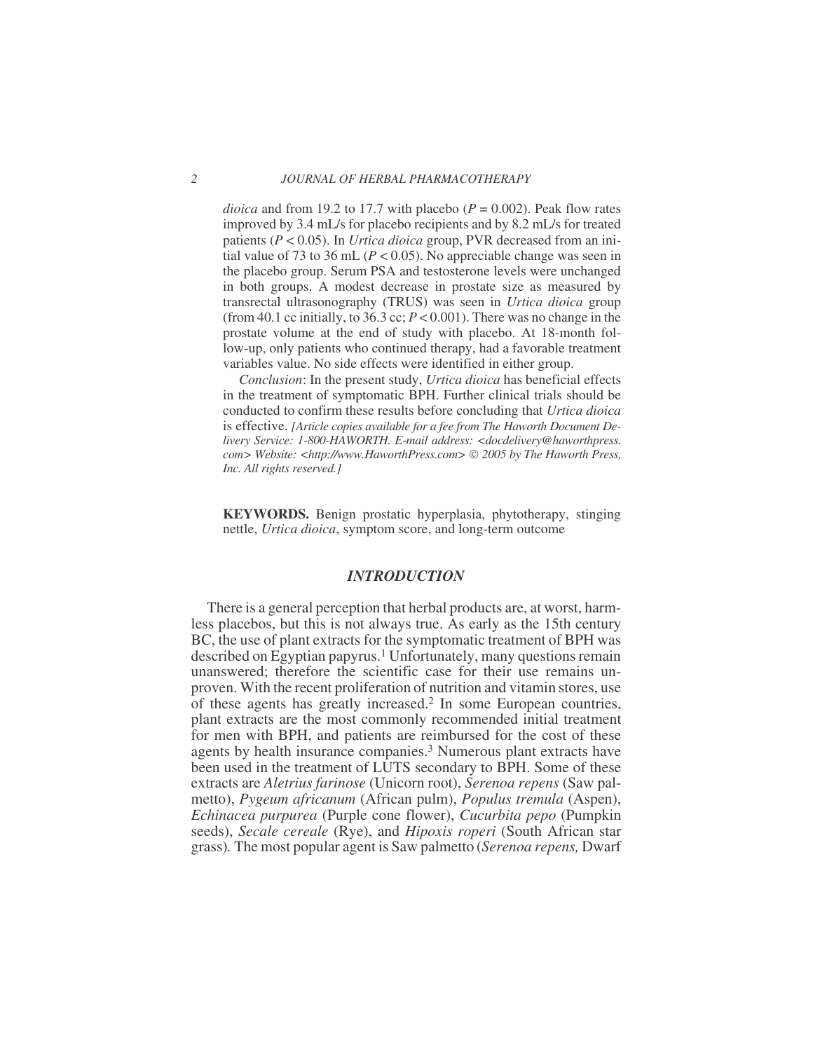*dioica* and from 19.2 to 17.7 with placebo ($P = 0.002$). Peak flow rates improved by 3.4 mL/s for placebo recipients and by 8.2 mL/s for treated patients ($P < 0.05$). In *Urtica dioica* group, PVR decreased from an initial value of 73 to 36 mL ($P < 0.05$). No appreciable change was seen in the placebo group. Serum PSA and testosterone levels were unchanged in both groups. A modest decrease in prostate size as measured by transrectal ultrasonography (TRUS) was seen in *Urtica dioica* group (from 40.1 cc initially, to 36.3 cc; $P < 0.001$). There was no change in the prostate volume at the end of study with placebo. At 18-month follow-up, only patients who continued therapy, had a favorable treatment variables value. No side effects were identified in either group.

*Conclusion*: In the present study, *Urtica dioica* has beneficial effects in the treatment of symptomatic BPH. Further clinical trials should be conducted to confirm these results before concluding that *Urtica dioica* is effective. *[Article copies available for a fee from The Haworth Document Delivery Service: 1-800-HAWORTH. E-mail address: <docdelivery@haworthpress.com> Website: <http://www.HaworthPress.com> © 2005 by The Haworth Press, Inc. All rights reserved.]*

**KEYWORDS.** Benign prostatic hyperplasia, phytotherapy, stinging nettle, *Urtica dioica*, symptom score, and long-term outcome

## *INTRODUCTION*

There is a general perception that herbal products are, at worst, harmless placebos, but this is not always true. As early as the 15th century BC, the use of plant extracts for the symptomatic treatment of BPH was described on Egyptian papyrus.[1] Unfortunately, many questions remain unanswered; therefore the scientific case for their use remains unproven. With the recent proliferation of nutrition and vitamin stores, use of these agents has greatly increased.[2] In some European countries, plant extracts are the most commonly recommended initial treatment for men with BPH, and patients are reimbursed for the cost of these agents by health insurance companies.[3] Numerous plant extracts have been used in the treatment of LUTS secondary to BPH. Some of these extracts are *Aletrius farinose* (Unicorn root), *Serenoa repens* (Saw palmetto), *Pygeum africanum* (African pulm), *Populus tremula* (Aspen), *Echinacea purpurea* (Purple cone flower), *Cucurbita pepo* (Pumpkin seeds), *Secale cereale* (Rye), and *Hipoxis roperi* (South African star grass). The most popular agent is Saw palmetto (*Serenoa repens,* Dwarf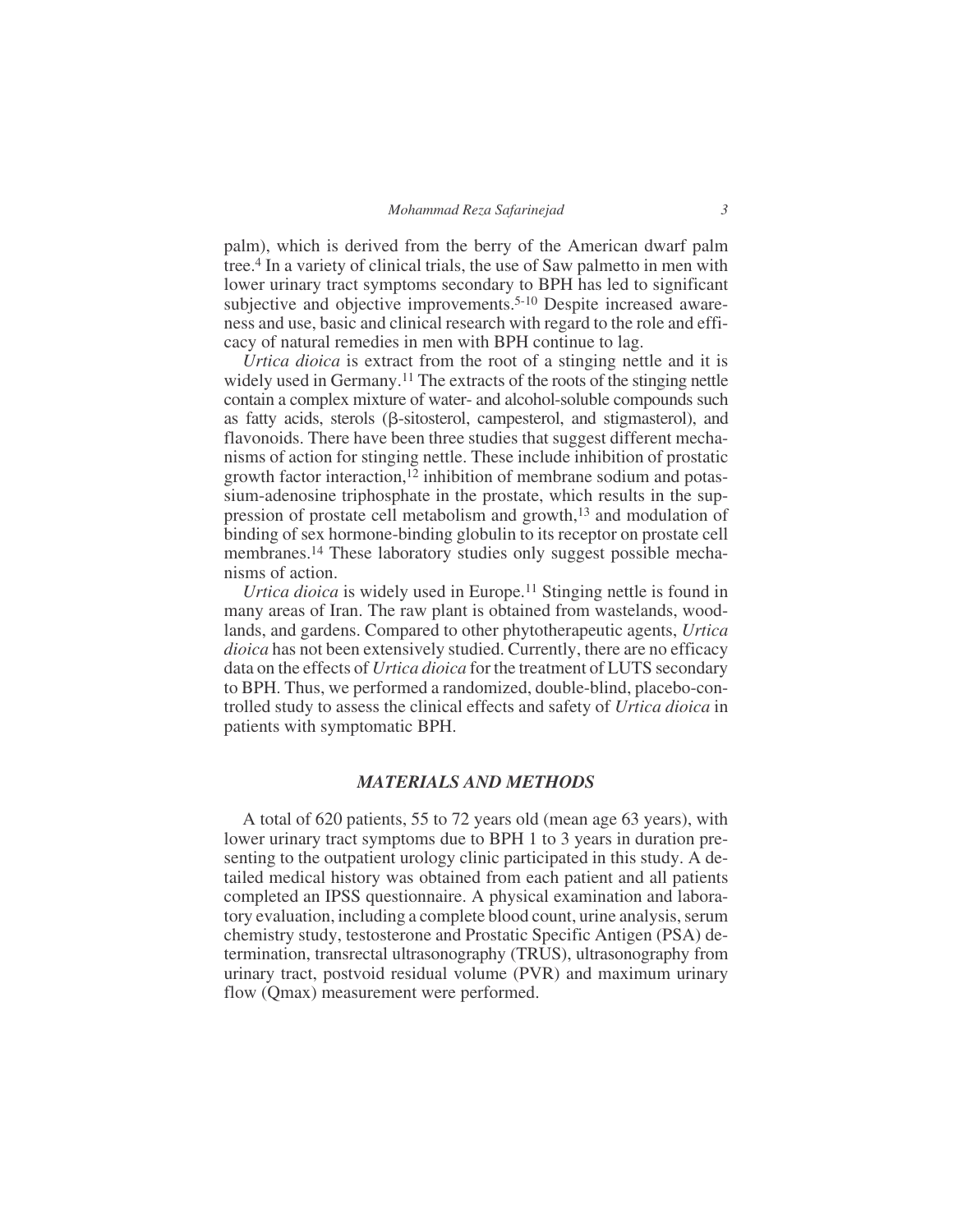palm), which is derived from the berry of the American dwarf palm tree.[4] In a variety of clinical trials, the use of Saw palmetto in men with lower urinary tract symptoms secondary to BPH has led to significant subjective and objective improvements.[5-10] Despite increased awareness and use, basic and clinical research with regard to the role and efficacy of natural remedies in men with BPH continue to lag.

*Urtica dioica* is extract from the root of a stinging nettle and it is widely used in Germany.[11] The extracts of the roots of the stinging nettle contain a complex mixture of water- and alcohol-soluble compounds such as fatty acids, sterols (β-sitosterol, campesterol, and stigmasterol), and flavonoids. There have been three studies that suggest different mechanisms of action for stinging nettle. These include inhibition of prostatic growth factor interaction,[12] inhibition of membrane sodium and potassium-adenosine triphosphate in the prostate, which results in the suppression of prostate cell metabolism and growth,[13] and modulation of binding of sex hormone-binding globulin to its receptor on prostate cell membranes.[14] These laboratory studies only suggest possible mechanisms of action.

*Urtica dioica* is widely used in Europe.[11] Stinging nettle is found in many areas of Iran. The raw plant is obtained from wastelands, woodlands, and gardens. Compared to other phytotherapeutic agents, *Urtica dioica* has not been extensively studied. Currently, there are no efficacy data on the effects of *Urtica dioica* for the treatment of LUTS secondary to BPH. Thus, we performed a randomized, double-blind, placebo-controlled study to assess the clinical effects and safety of *Urtica dioica* in patients with symptomatic BPH.

## *MATERIALS AND METHODS*

A total of 620 patients, 55 to 72 years old (mean age 63 years), with lower urinary tract symptoms due to BPH 1 to 3 years in duration presenting to the outpatient urology clinic participated in this study. A detailed medical history was obtained from each patient and all patients completed an IPSS questionnaire. A physical examination and laboratory evaluation, including a complete blood count, urine analysis, serum chemistry study, testosterone and Prostatic Specific Antigen (PSA) determination, transrectal ultrasonography (TRUS), ultrasonography from urinary tract, postvoid residual volume (PVR) and maximum urinary flow (Qmax) measurement were performed.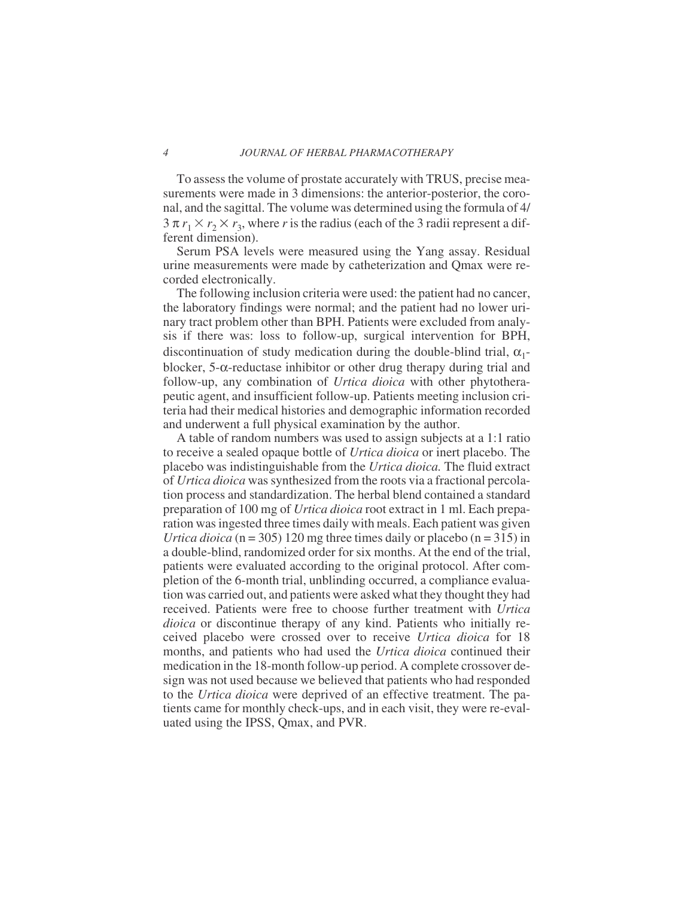To assess the volume of prostate accurately with TRUS, precise measurements were made in 3 dimensions: the anterior-posterior, the coronal, and the sagittal. The volume was determined using the formula of $4/3 \pi r_1 \times r_2 \times r_3$, where $r$ is the radius (each of the 3 radii represent a different dimension).

Serum PSA levels were measured using the Yang assay. Residual urine measurements were made by catheterization and Qmax were recorded electronically.

The following inclusion criteria were used: the patient had no cancer, the laboratory findings were normal; and the patient had no lower urinary tract problem other than BPH. Patients were excluded from analysis if there was: loss to follow-up, surgical intervention for BPH, discontinuation of study medication during the double-blind trial, $\alpha_1$-blocker, 5-$\alpha$-reductase inhibitor or other drug therapy during trial and follow-up, any combination of *Urtica dioica* with other phytotherapeutic agent, and insufficient follow-up. Patients meeting inclusion criteria had their medical histories and demographic information recorded and underwent a full physical examination by the author.

A table of random numbers was used to assign subjects at a 1:1 ratio to receive a sealed opaque bottle of *Urtica dioica* or inert placebo. The placebo was indistinguishable from the *Urtica dioica.* The fluid extract of *Urtica dioica* was synthesized from the roots via a fractional percolation process and standardization. The herbal blend contained a standard preparation of 100 mg of *Urtica dioica* root extract in 1 ml. Each preparation was ingested three times daily with meals. Each patient was given *Urtica dioica* (n = 305) 120 mg three times daily or placebo (n = 315) in a double-blind, randomized order for six months. At the end of the trial, patients were evaluated according to the original protocol. After completion of the 6-month trial, unblinding occurred, a compliance evaluation was carried out, and patients were asked what they thought they had received. Patients were free to choose further treatment with *Urtica dioica* or discontinue therapy of any kind. Patients who initially received placebo were crossed over to receive *Urtica dioica* for 18 months, and patients who had used the *Urtica dioica* continued their medication in the 18-month follow-up period. A complete crossover design was not used because we believed that patients who had responded to the *Urtica dioica* were deprived of an effective treatment. The patients came for monthly check-ups, and in each visit, they were re-evaluated using the IPSS, Qmax, and PVR.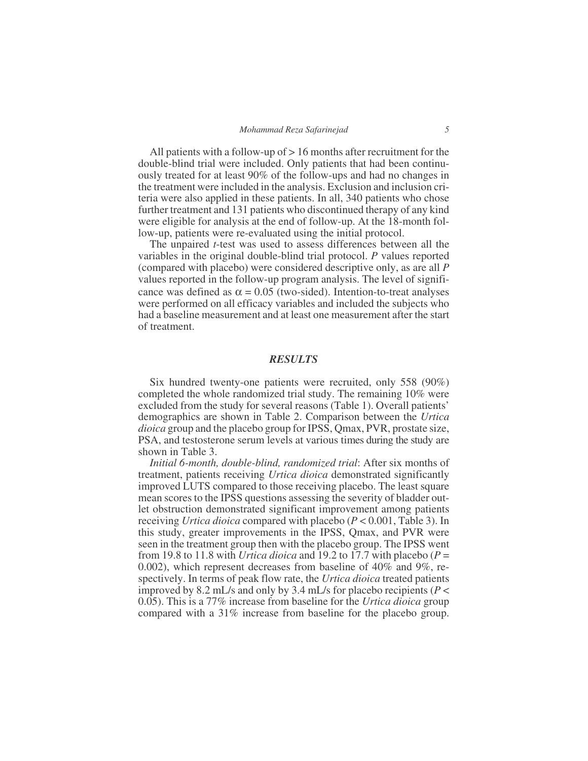All patients with a follow-up of > 16 months after recruitment for the double-blind trial were included. Only patients that had been continuously treated for at least 90% of the follow-ups and had no changes in the treatment were included in the analysis. Exclusion and inclusion criteria were also applied in these patients. In all, 340 patients who chose further treatment and 131 patients who discontinued therapy of any kind were eligible for analysis at the end of follow-up. At the 18-month follow-up, patients were re-evaluated using the initial protocol.

The unpaired *t*-test was used to assess differences between all the variables in the original double-blind trial protocol. *P* values reported (compared with placebo) were considered descriptive only, as are all *P* values reported in the follow-up program analysis. The level of significance was defined as $\alpha = 0.05$ (two-sided). Intention-to-treat analyses were performed on all efficacy variables and included the subjects who had a baseline measurement and at least one measurement after the start of treatment.

## *RESULTS*

Six hundred twenty-one patients were recruited, only 558 (90%) completed the whole randomized trial study. The remaining 10% were excluded from the study for several reasons (Table 1). Overall patients' demographics are shown in Table 2. Comparison between the *Urtica dioica* group and the placebo group for IPSS, Qmax, PVR, prostate size, PSA, and testosterone serum levels at various times during the study are shown in Table 3.

*Initial 6-month, double-blind, randomized trial*: After six months of treatment, patients receiving *Urtica dioica* demonstrated significantly improved LUTS compared to those receiving placebo. The least square mean scores to the IPSS questions assessing the severity of bladder outlet obstruction demonstrated significant improvement among patients receiving *Urtica dioica* compared with placebo ($P < 0.001$, Table 3). In this study, greater improvements in the IPSS, Qmax, and PVR were seen in the treatment group then with the placebo group. The IPSS went from 19.8 to 11.8 with *Urtica dioica* and 19.2 to 17.7 with placebo ($P = 0.002$), which represent decreases from baseline of 40% and 9%, respectively. In terms of peak flow rate, the *Urtica dioica* treated patients improved by 8.2 mL/s and only by 3.4 mL/s for placebo recipients ($P < 0.05$). This is a 77% increase from baseline for the *Urtica dioica* group compared with a 31% increase from baseline for the placebo group.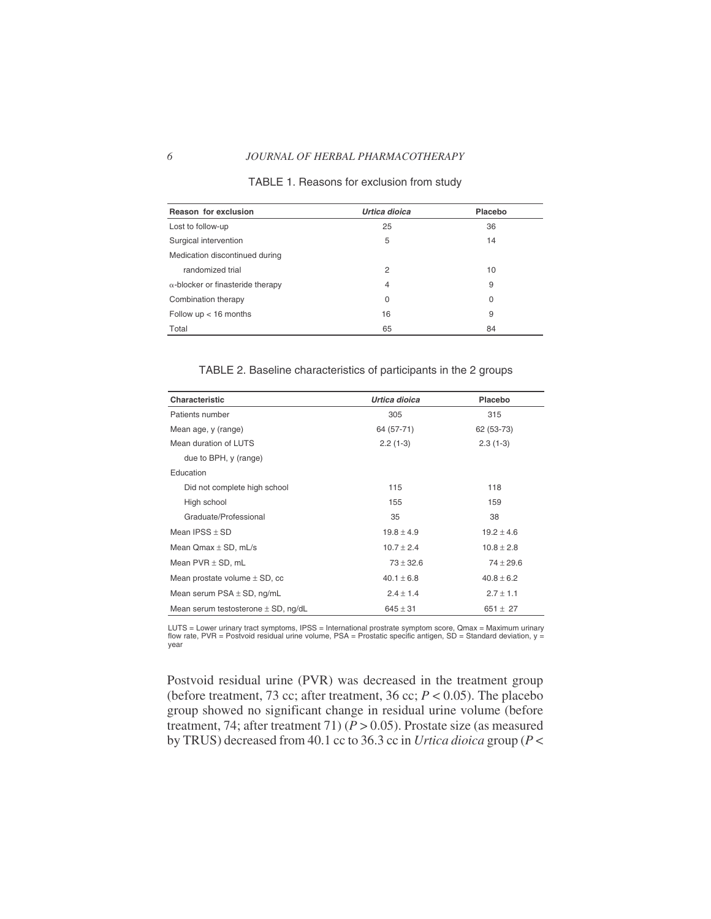TABLE 1. Reasons for exclusion from study

| Reason for exclusion | *Urtica dioica* | Placebo |
|---|---|---|
| Lost to follow-up | 25 | 36 |
| Surgical intervention | 5 | 14 |
| Medication discontinued during randomized trial | 2 | 10 |
| α-blocker or finasteride therapy | 4 | 9 |
| Combination therapy | 0 | 0 |
| Follow up < 16 months | 16 | 9 |
| Total | 65 | 84 |

TABLE 2. Baseline characteristics of participants in the 2 groups

| Characteristic | *Urtica dioica* | Placebo |
|---|---|---|
| Patients number | 305 | 315 |
| Mean age, y (range) | 64 (57-71) | 62 (53-73) |
| Mean duration of LUTS due to BPH, y (range) | 2.2 (1-3) | 2.3 (1-3) |
| Education | | |
| Did not complete high school | 115 | 118 |
| High school | 155 | 159 |
| Graduate/Professional | 35 | 38 |
| Mean IPSS ± SD | 19.8 ± 4.9 | 19.2 ± 4.6 |
| Mean Qmax ± SD, mL/s | 10.7 ± 2.4 | 10.8 ± 2.8 |
| Mean PVR ± SD, mL | 73 ± 32.6 | 74 ± 29.6 |
| Mean prostate volume ± SD, cc | 40.1 ± 6.8 | 40.8 ± 6.2 |
| Mean serum PSA ± SD, ng/mL | 2.4 ± 1.4 | 2.7 ± 1.1 |
| Mean serum testosterone ± SD, ng/dL | 645 ± 31 | 651 ± 27 |

LUTS = Lower urinary tract symptoms, IPSS = International prostrate symptom score, Qmax = Maximum urinary flow rate, PVR = Postvoid residual urine volume, PSA = Prostatic specific antigen, SD = Standard deviation, y = year

Postvoid residual urine (PVR) was decreased in the treatment group (before treatment, 73 cc; after treatment, 36 cc; $P < 0.05$). The placebo group showed no significant change in residual urine volume (before treatment, 74; after treatment 71) ($P > 0.05$). Prostate size (as measured by TRUS) decreased from 40.1 cc to 36.3 cc in *Urtica dioica* group ($P <$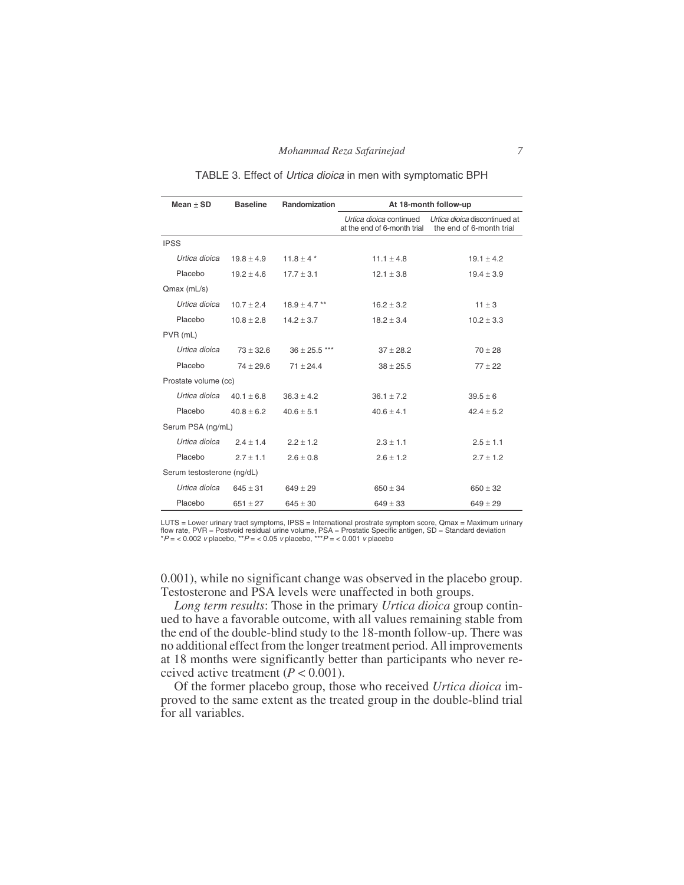TABLE 3. Effect of *Urtica dioica* in men with symptomatic BPH

| Mean ± SD | Baseline | Randomization | At 18-month follow-up | |
|---|---|---|---|---|
| | | | *Urtica dioica* continued at the end of 6-month trial | *Urtica dioica* discontinued at the end of 6-month trial |
| IPSS | | | | |
| *Urtica dioica* | 19.8 ± 4.9 | 11.8 ± 4 * | 11.1 ± 4.8 | 19.1 ± 4.2 |
| Placebo | 19.2 ± 4.6 | 17.7 ± 3.1 | 12.1 ± 3.8 | 19.4 ± 3.9 |
| Qmax (mL/s) | | | | |
| *Urtica dioica* | 10.7 ± 2.4 | 18.9 ± 4.7 ** | 16.2 ± 3.2 | 11 ± 3 |
| Placebo | 10.8 ± 2.8 | 14.2 ± 3.7 | 18.2 ± 3.4 | 10.2 ± 3.3 |
| PVR (mL) | | | | |
| *Urtica dioica* | 73 ± 32.6 | 36 ± 25.5 *** | 37 ± 28.2 | 70 ± 28 |
| Placebo | 74 ± 29.6 | 71 ± 24.4 | 38 ± 25.5 | 77 ± 22 |
| Prostate volume (cc) | | | | |
| *Urtica dioica* | 40.1 ± 6.8 | 36.3 ± 4.2 | 36.1 ± 7.2 | 39.5 ± 6 |
| Placebo | 40.8 ± 6.2 | 40.6 ± 5.1 | 40.6 ± 4.1 | 42.4 ± 5.2 |
| Serum PSA (ng/mL) | | | | |
| *Urtica dioica* | 2.4 ± 1.4 | 2.2 ± 1.2 | 2.3 ± 1.1 | 2.5 ± 1.1 |
| Placebo | 2.7 ± 1.1 | 2.6 ± 0.8 | 2.6 ± 1.2 | 2.7 ± 1.2 |
| Serum testosterone (ng/dL) | | | | |
| *Urtica dioica* | 645 ± 31 | 649 ± 29 | 650 ± 34 | 650 ± 32 |
| Placebo | 651 ± 27 | 645 ± 30 | 649 ± 33 | 649 ± 29 |

LUTS = Lower urinary tract symptoms, IPSS = International prostrate symptom score, Qmax = Maximum urinary flow rate, PVR = Postvoid residual urine volume, PSA = Prostatic Specific antigen, SD = Standard deviation
*$P$ = < 0.002 *v* placebo, **$P$ = < 0.05 *v* placebo, ***$P$ = < 0.001 *v* placebo

0.001), while no significant change was observed in the placebo group. Testosterone and PSA levels were unaffected in both groups.

*Long term results*: Those in the primary *Urtica dioica* group continued to have a favorable outcome, with all values remaining stable from the end of the double-blind study to the 18-month follow-up. There was no additional effect from the longer treatment period. All improvements at 18 months were significantly better than participants who never received active treatment ($P < 0.001$).

Of the former placebo group, those who received *Urtica dioica* improved to the same extent as the treated group in the double-blind trial for all variables.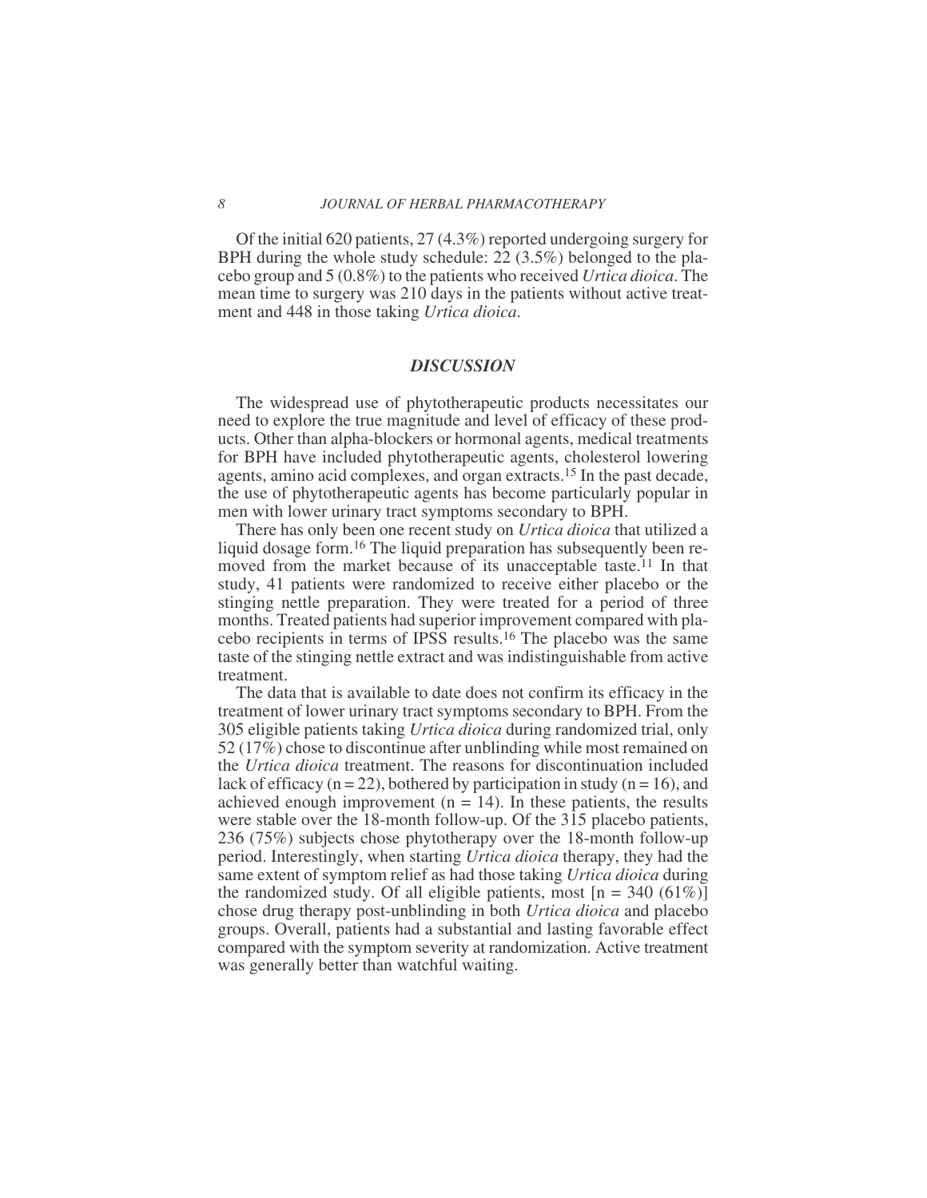Of the initial 620 patients, 27 (4.3%) reported undergoing surgery for BPH during the whole study schedule: 22 (3.5%) belonged to the placebo group and 5 (0.8%) to the patients who received *Urtica dioica*. The mean time to surgery was 210 days in the patients without active treatment and 448 in those taking *Urtica dioica*.

## *DISCUSSION*

The widespread use of phytotherapeutic products necessitates our need to explore the true magnitude and level of efficacy of these products. Other than alpha-blockers or hormonal agents, medical treatments for BPH have included phytotherapeutic agents, cholesterol lowering agents, amino acid complexes, and organ extracts.[15] In the past decade, the use of phytotherapeutic agents has become particularly popular in men with lower urinary tract symptoms secondary to BPH.

There has only been one recent study on *Urtica dioica* that utilized a liquid dosage form.[16] The liquid preparation has subsequently been removed from the market because of its unacceptable taste.[11] In that study, 41 patients were randomized to receive either placebo or the stinging nettle preparation. They were treated for a period of three months. Treated patients had superior improvement compared with placebo recipients in terms of IPSS results.[16] The placebo was the same taste of the stinging nettle extract and was indistinguishable from active treatment.

The data that is available to date does not confirm its efficacy in the treatment of lower urinary tract symptoms secondary to BPH. From the 305 eligible patients taking *Urtica dioica* during randomized trial, only 52 (17%) chose to discontinue after unblinding while most remained on the *Urtica dioica* treatment. The reasons for discontinuation included lack of efficacy (n = 22), bothered by participation in study (n = 16), and achieved enough improvement (n = 14). In these patients, the results were stable over the 18-month follow-up. Of the 315 placebo patients, 236 (75%) subjects chose phytotherapy over the 18-month follow-up period. Interestingly, when starting *Urtica dioica* therapy, they had the same extent of symptom relief as had those taking *Urtica dioica* during the randomized study. Of all eligible patients, most [n = 340 (61%)] chose drug therapy post-unblinding in both *Urtica dioica* and placebo groups. Overall, patients had a substantial and lasting favorable effect compared with the symptom severity at randomization. Active treatment was generally better than watchful waiting.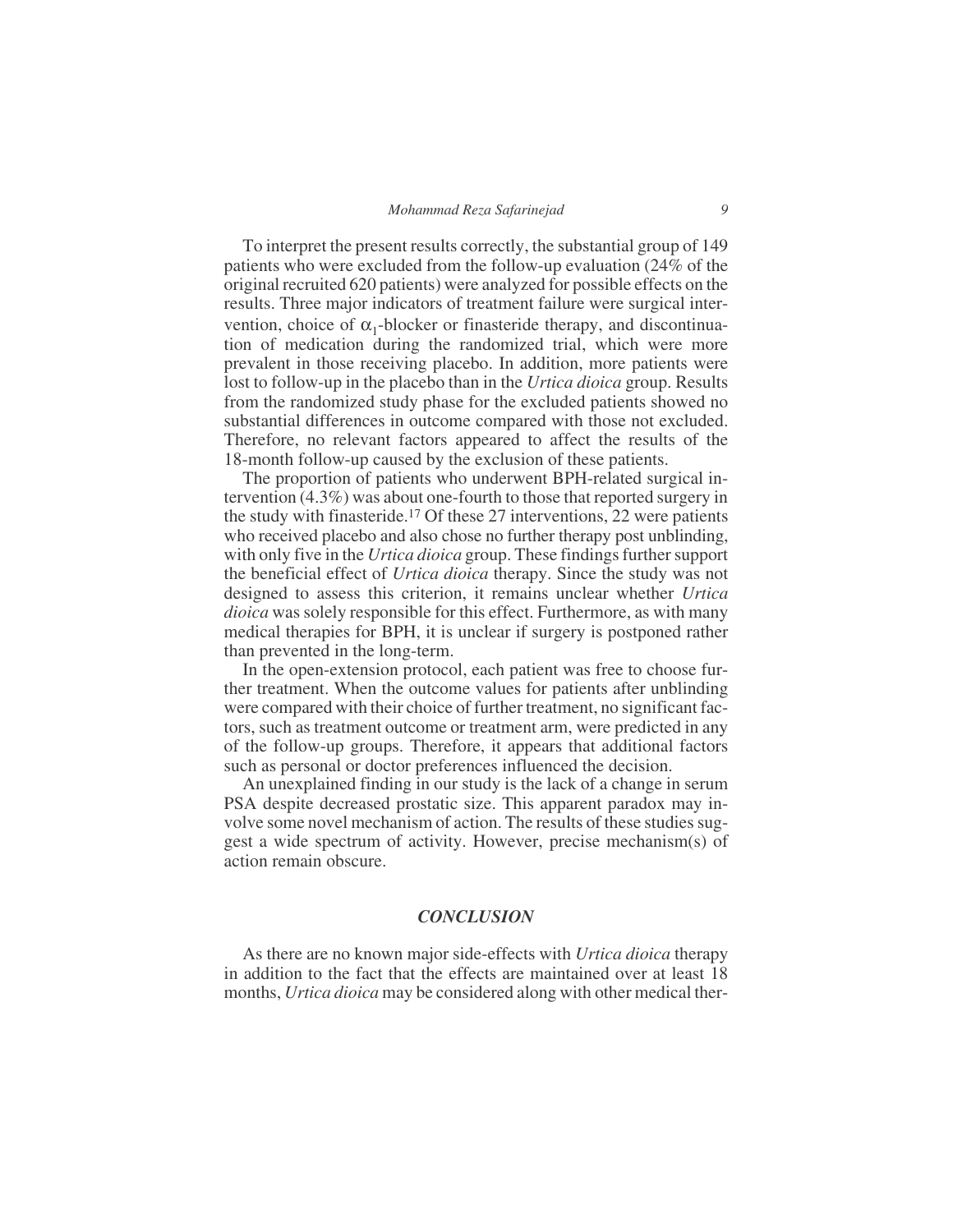To interpret the present results correctly, the substantial group of 149 patients who were excluded from the follow-up evaluation (24% of the original recruited 620 patients) were analyzed for possible effects on the results. Three major indicators of treatment failure were surgical intervention, choice of $\alpha_1$-blocker or finasteride therapy, and discontinuation of medication during the randomized trial, which were more prevalent in those receiving placebo. In addition, more patients were lost to follow-up in the placebo than in the *Urtica dioica* group. Results from the randomized study phase for the excluded patients showed no substantial differences in outcome compared with those not excluded. Therefore, no relevant factors appeared to affect the results of the 18-month follow-up caused by the exclusion of these patients.

The proportion of patients who underwent BPH-related surgical intervention (4.3%) was about one-fourth to those that reported surgery in the study with finasteride.[17] Of these 27 interventions, 22 were patients who received placebo and also chose no further therapy post unblinding, with only five in the *Urtica dioica* group. These findings further support the beneficial effect of *Urtica dioica* therapy. Since the study was not designed to assess this criterion, it remains unclear whether *Urtica dioica* was solely responsible for this effect. Furthermore, as with many medical therapies for BPH, it is unclear if surgery is postponed rather than prevented in the long-term.

In the open-extension protocol, each patient was free to choose further treatment. When the outcome values for patients after unblinding were compared with their choice of further treatment, no significant factors, such as treatment outcome or treatment arm, were predicted in any of the follow-up groups. Therefore, it appears that additional factors such as personal or doctor preferences influenced the decision.

An unexplained finding in our study is the lack of a change in serum PSA despite decreased prostatic size. This apparent paradox may involve some novel mechanism of action. The results of these studies suggest a wide spectrum of activity. However, precise mechanism(s) of action remain obscure.

## *CONCLUSION*

As there are no known major side-effects with *Urtica dioica* therapy in addition to the fact that the effects are maintained over at least 18 months, *Urtica dioica* may be considered along with other medical ther-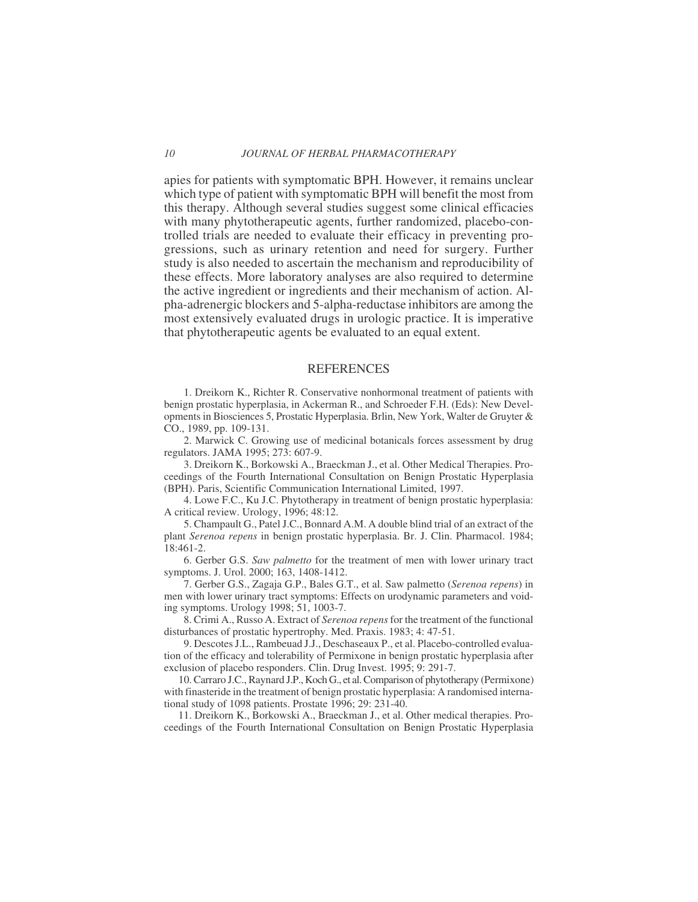apies for patients with symptomatic BPH. However, it remains unclear which type of patient with symptomatic BPH will benefit the most from this therapy. Although several studies suggest some clinical efficacies with many phytotherapeutic agents, further randomized, placebo-controlled trials are needed to evaluate their efficacy in preventing progressions, such as urinary retention and need for surgery. Further study is also needed to ascertain the mechanism and reproducibility of these effects. More laboratory analyses are also required to determine the active ingredient or ingredients and their mechanism of action. Alpha-adrenergic blockers and 5-alpha-reductase inhibitors are among the most extensively evaluated drugs in urologic practice. It is imperative that phytotherapeutic agents be evaluated to an equal extent.

## REFERENCES

1. Dreikorn K., Richter R. Conservative nonhormonal treatment of patients with benign prostatic hyperplasia, in Ackerman R., and Schroeder F.H. (Eds): New Developments in Biosciences 5, Prostatic Hyperplasia. Brlin, New York, Walter de Gruyter & CO., 1989, pp. 109-131.

2. Marwick C. Growing use of medicinal botanicals forces assessment by drug regulators. JAMA 1995; 273: 607-9.

3. Dreikorn K., Borkowski A., Braeckman J., et al. Other Medical Therapies. Proceedings of the Fourth International Consultation on Benign Prostatic Hyperplasia (BPH). Paris, Scientific Communication International Limited, 1997.

4. Lowe F.C., Ku J.C. Phytotherapy in treatment of benign prostatic hyperplasia: A critical review. Urology, 1996; 48:12.

5. Champault G., Patel J.C., Bonnard A.M. A double blind trial of an extract of the plant *Serenoa repens* in benign prostatic hyperplasia. Br. J. Clin. Pharmacol. 1984; 18:461-2.

6. Gerber G.S. *Saw palmetto* for the treatment of men with lower urinary tract symptoms. J. Urol. 2000; 163, 1408-1412.

7. Gerber G.S., Zagaja G.P., Bales G.T., et al. Saw palmetto (*Serenoa repens*) in men with lower urinary tract symptoms: Effects on urodynamic parameters and voiding symptoms. Urology 1998; 51, 1003-7.

8. Crimi A., Russo A. Extract of *Serenoa repens* for the treatment of the functional disturbances of prostatic hypertrophy. Med. Praxis. 1983; 4: 47-51.

9. Descotes J.L., Rambeuad J.J., Deschaseaux P., et al. Placebo-controlled evaluation of the efficacy and tolerability of Permixone in benign prostatic hyperplasia after exclusion of placebo responders. Clin. Drug Invest. 1995; 9: 291-7.

10. Carraro J.C., Raynard J.P., Koch G., et al. Comparison of phytotherapy (Permixone) with finasteride in the treatment of benign prostatic hyperplasia: A randomised international study of 1098 patients. Prostate 1996; 29: 231-40.

11. Dreikorn K., Borkowski A., Braeckman J., et al. Other medical therapies. Proceedings of the Fourth International Consultation on Benign Prostatic Hyperplasia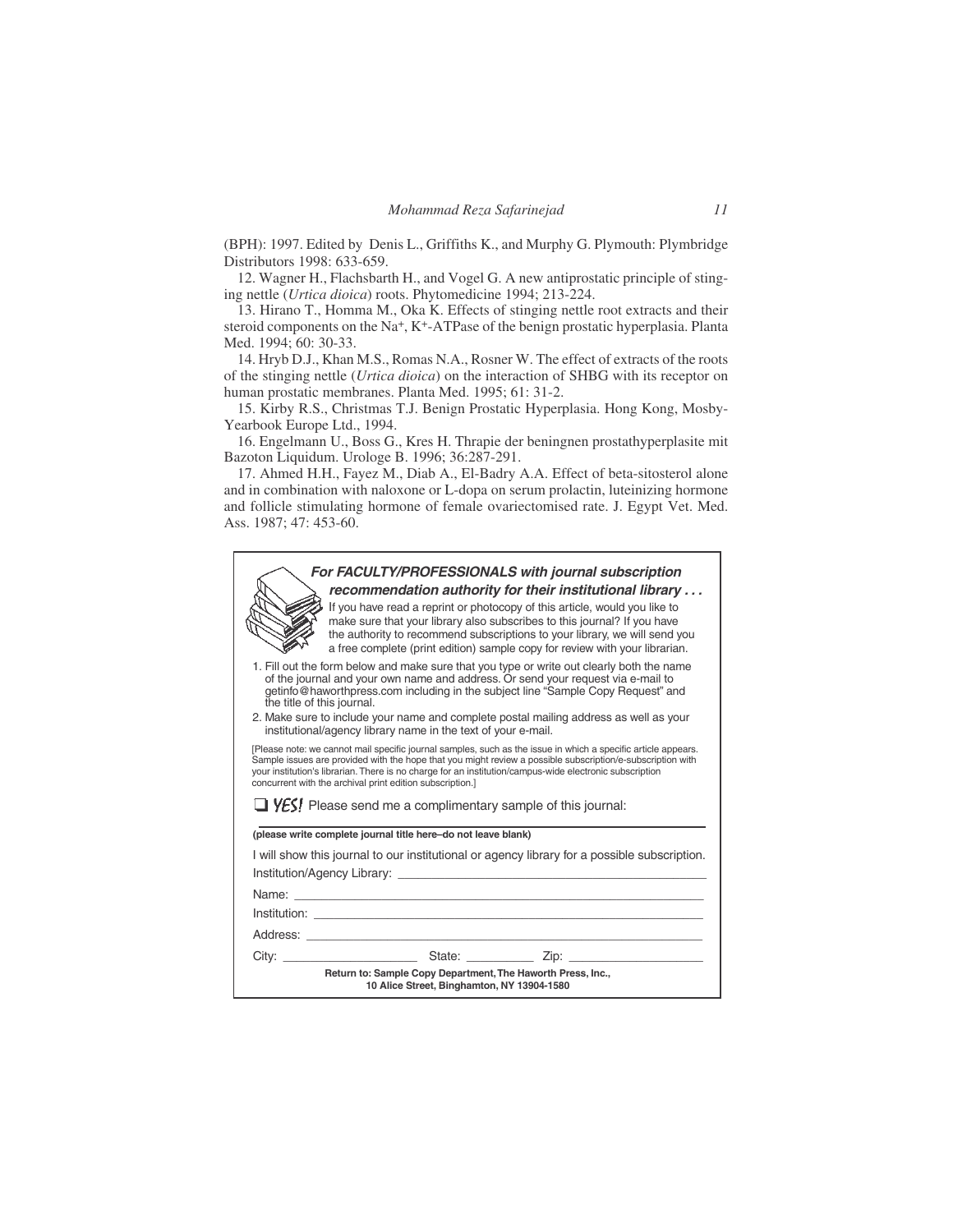(BPH): 1997. Edited by Denis L., Griffiths K., and Murphy G. Plymouth: Plymbridge Distributors 1998: 633-659.

12. Wagner H., Flachsbarth H., and Vogel G. A new antiprostatic principle of stinging nettle (*Urtica dioica*) roots. Phytomedicine 1994; 213-224.

13. Hirano T., Homma M., Oka K. Effects of stinging nettle root extracts and their steroid components on the $Na^+$, $K^+$-ATPase of the benign prostatic hyperplasia. Planta Med. 1994; 60: 30-33.

14. Hryb D.J., Khan M.S., Romas N.A., Rosner W. The effect of extracts of the roots of the stinging nettle (*Urtica dioica*) on the interaction of SHBG with its receptor on human prostatic membranes. Planta Med. 1995; 61: 31-2.

15. Kirby R.S., Christmas T.J. Benign Prostatic Hyperplasia. Hong Kong, Mosby-Yearbook Europe Ltd., 1994.

16. Engelmann U., Boss G., Kres H. Thrapie der beningnen prostathyperplasite mit Bazoton Liquidum. Urologe B. 1996; 36:287-291.

17. Ahmed H.H., Fayez M., Diab A., El-Badry A.A. Effect of beta-sitosterol alone and in combination with naloxone or L-dopa on serum prolactin, luteinizing hormone and follicle stimulating hormone of female ovariectomised rate. J. Egypt Vet. Med. Ass. 1987; 47: 453-60.

***For FACULTY/PROFESSIONALS with journal subscription recommendation authority for their institutional library . . .***

If you have read a reprint or photocopy of this article, would you like to make sure that your library also subscribes to this journal? If you have the authority to recommend subscriptions to your library, we will send you a free complete (print edition) sample copy for review with your librarian.

1. Fill out the form below and make sure that you type or write out clearly both the name of the journal and your own name and address. Or send your request via e-mail to getinfo@haworthpress.com including in the subject line "Sample Copy Request" and the title of this journal.
2. Make sure to include your name and complete postal mailing address as well as your institutional/agency library name in the text of your e-mail.

[Please note: we cannot mail specific journal samples, such as the issue in which a specific article appears. Sample issues are provided with the hope that you might review a possible subscription/e-subscription with your institution's librarian. There is no charge for an institution/campus-wide electronic subscription concurrent with the archival print edition subscription.]

❑ *YES!* Please send me a complimentary sample of this journal:

\_\_\_\_\_\_\_\_\_\_\_\_\_\_\_\_\_\_\_\_\_\_\_\_\_\_\_\_\_\_\_\_\_\_\_\_\_\_\_\_

**(please write complete journal title here–do not leave blank)**

I will show this journal to our institutional or agency library for a possible subscription.

Institution/Agency Library: \_\_\_\_\_\_\_\_\_\_\_\_\_\_\_\_\_\_\_\_

Name: \_\_\_\_\_\_\_\_\_\_\_\_\_\_\_\_\_\_\_\_

Institution: \_\_\_\_\_\_\_\_\_\_\_\_\_\_\_\_\_\_\_\_

Address: \_\_\_\_\_\_\_\_\_\_\_\_\_\_\_\_\_\_\_\_

City: \_\_\_\_\_\_\_\_\_\_ State: \_\_\_\_\_\_\_\_ Zip: \_\_\_\_\_\_\_\_\_\_

**Return to: Sample Copy Department, The Haworth Press, Inc., 10 Alice Street, Binghamton, NY 13904-1580**